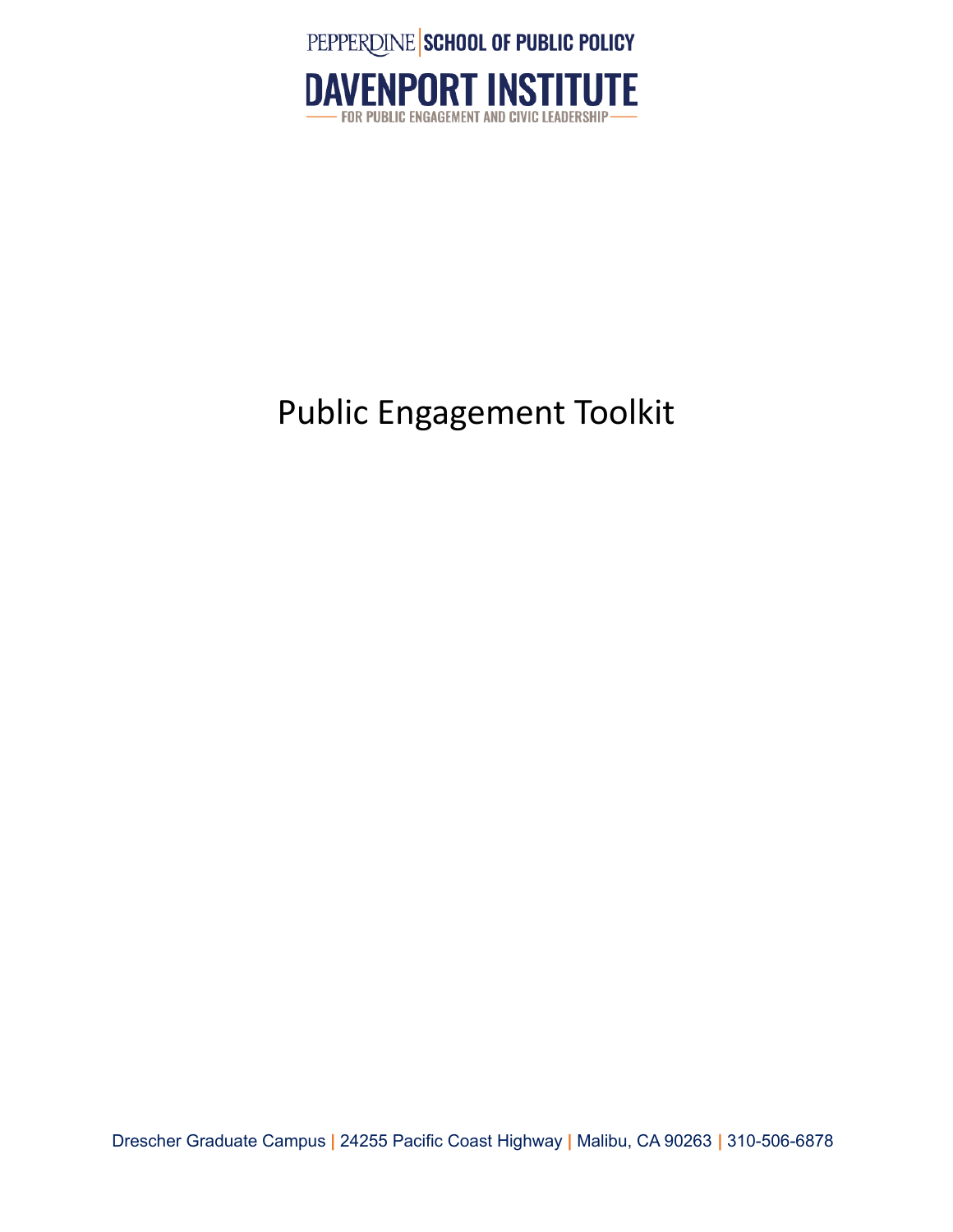PEPPERDINE | SCHOOL OF PUBLIC POLICY

DAVENPORT INSTITUTE

FOR PUBLIC ENGAGEMENT AND CIVIC LEADERSHIP

# Public Engagement Toolkit

Drescher Graduate Campus | 24255 Pacific Coast Highway | Malibu, CA 90263 | 310-506-6878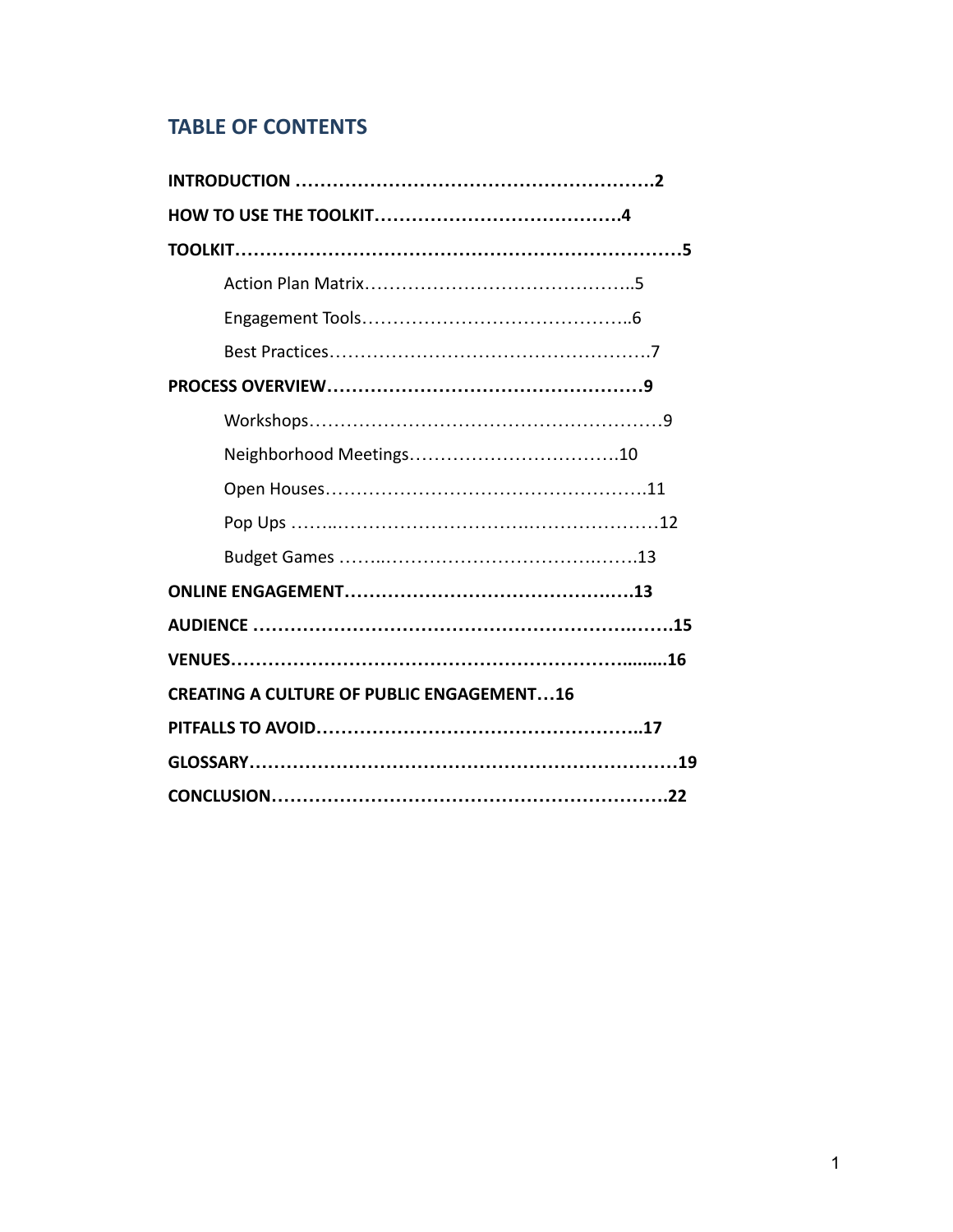## TABLE OF CONTENTS

**INTRODUCTION ……………………………………………………….2**

**HOW TO USE THE TOOLKIT………………………………….4**

**TOOLKIT……………………………………………………………….5**

- Action Plan Matrix……………………………………..5
- Engagement Tools……………………………………..6
- Best Practices…………………………………………….7

**PROCESS OVERVIEW…………………………………………….9**

- Workshops………………………………………………….9
- Neighborhood Meetings…………………………….10
- Open Houses…………………………………………….11
- Pop Ups ……..……………………………….………………12
- Budget Games ……..……………………………….…….13

**ONLINE ENGAGEMENT…………………………………….….13**

**AUDIENCE ……………………………………………………….…….15**

**VENUES……………………………………………………….........16**

**CREATING A CULTURE OF PUBLIC ENGAGEMENT…16**

**PITFALLS TO AVOID……………………………………………..17**

**GLOSSARY…………………………………………………………….19**

**CONCLUSION………………………………………………………..22**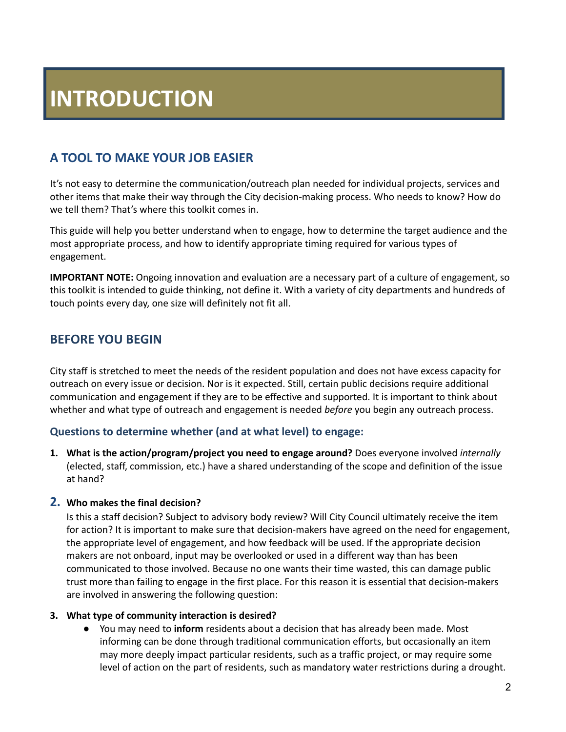# INTRODUCTION

## A TOOL TO MAKE YOUR JOB EASIER

It's not easy to determine the communication/outreach plan needed for individual projects, services and other items that make their way through the City decision-making process. Who needs to know? How do we tell them? That's where this toolkit comes in.

This guide will help you better understand when to engage, how to determine the target audience and the most appropriate process, and how to identify appropriate timing required for various types of engagement.

**IMPORTANT NOTE:** Ongoing innovation and evaluation are a necessary part of a culture of engagement, so this toolkit is intended to guide thinking, not define it. With a variety of city departments and hundreds of touch points every day, one size will definitely not fit all.

## BEFORE YOU BEGIN

City staff is stretched to meet the needs of the resident population and does not have excess capacity for outreach on every issue or decision. Nor is it expected. Still, certain public decisions require additional communication and engagement if they are to be effective and supported. It is important to think about whether and what type of outreach and engagement is needed *before* you begin any outreach process.

### Questions to determine whether (and at what level) to engage:

1. **What is the action/program/project you need to engage around?** Does everyone involved *internally* (elected, staff, commission, etc.) have a shared understanding of the scope and definition of the issue at hand?

2. **Who makes the final decision?**
   Is this a staff decision? Subject to advisory body review? Will City Council ultimately receive the item for action? It is important to make sure that decision-makers have agreed on the need for engagement, the appropriate level of engagement, and how feedback will be used. If the appropriate decision makers are not onboard, input may be overlooked or used in a different way than has been communicated to those involved. Because no one wants their time wasted, this can damage public trust more than failing to engage in the first place. For this reason it is essential that decision-makers are involved in answering the following question:

3. **What type of community interaction is desired?**
   - You may need to **inform** residents about a decision that has already been made. Most informing can be done through traditional communication efforts, but occasionally an item may more deeply impact particular residents, such as a traffic project, or may require some level of action on the part of residents, such as mandatory water restrictions during a drought.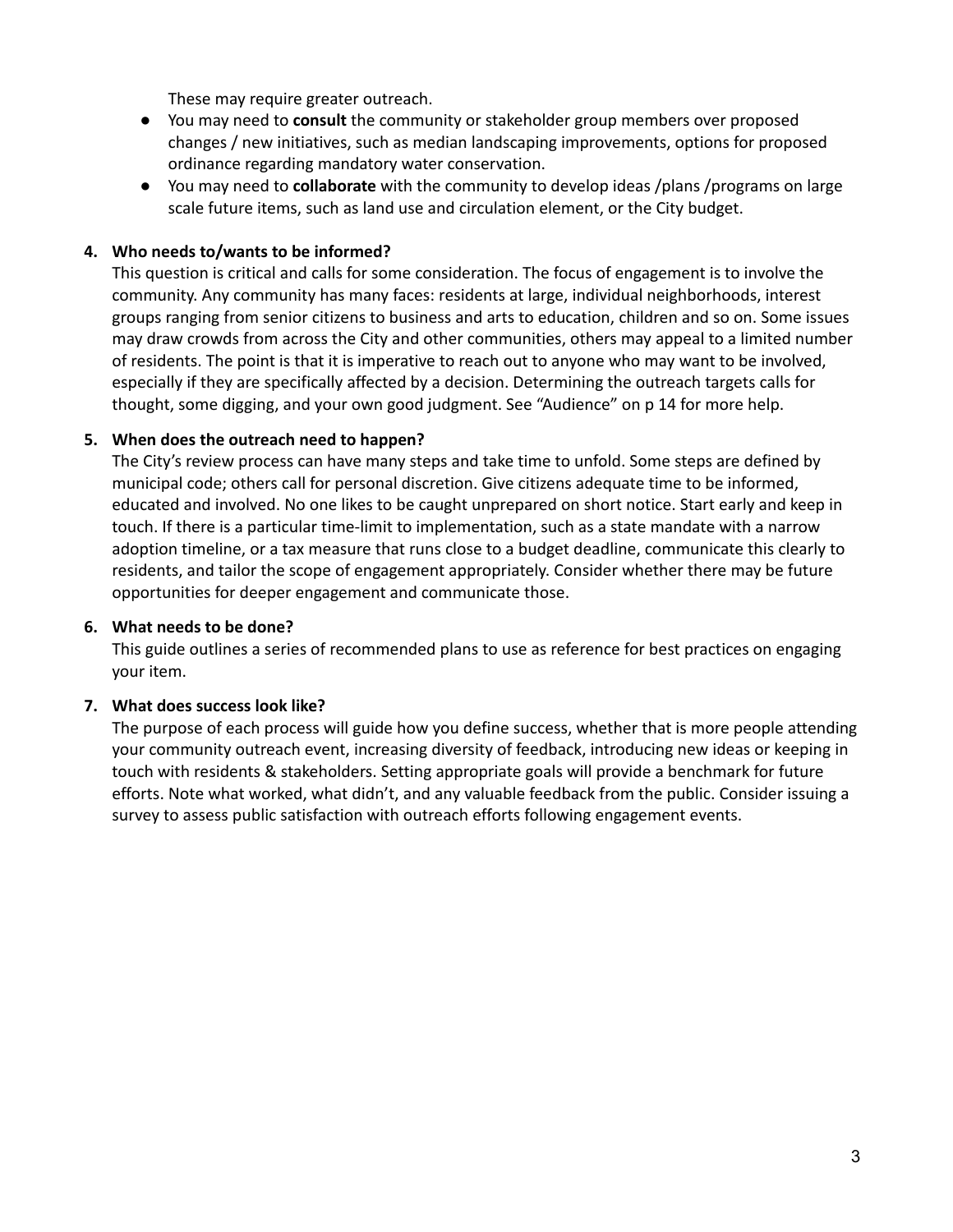These may require greater outreach.

- You may need to **consult** the community or stakeholder group members over proposed changes / new initiatives, such as median landscaping improvements, options for proposed ordinance regarding mandatory water conservation.
- You may need to **collaborate** with the community to develop ideas /plans /programs on large scale future items, such as land use and circulation element, or the City budget.

4. **Who needs to/wants to be informed?**
   This question is critical and calls for some consideration. The focus of engagement is to involve the community. Any community has many faces: residents at large, individual neighborhoods, interest groups ranging from senior citizens to business and arts to education, children and so on. Some issues may draw crowds from across the City and other communities, others may appeal to a limited number of residents. The point is that it is imperative to reach out to anyone who may want to be involved, especially if they are specifically affected by a decision. Determining the outreach targets calls for thought, some digging, and your own good judgment. See "Audience" on p 14 for more help.

5. **When does the outreach need to happen?**
   The City's review process can have many steps and take time to unfold. Some steps are defined by municipal code; others call for personal discretion. Give citizens adequate time to be informed, educated and involved. No one likes to be caught unprepared on short notice. Start early and keep in touch. If there is a particular time-limit to implementation, such as a state mandate with a narrow adoption timeline, or a tax measure that runs close to a budget deadline, communicate this clearly to residents, and tailor the scope of engagement appropriately. Consider whether there may be future opportunities for deeper engagement and communicate those.

6. **What needs to be done?**
   This guide outlines a series of recommended plans to use as reference for best practices on engaging your item.

7. **What does success look like?**
   The purpose of each process will guide how you define success, whether that is more people attending your community outreach event, increasing diversity of feedback, introducing new ideas or keeping in touch with residents & stakeholders. Setting appropriate goals will provide a benchmark for future efforts. Note what worked, what didn't, and any valuable feedback from the public. Consider issuing a survey to assess public satisfaction with outreach efforts following engagement events.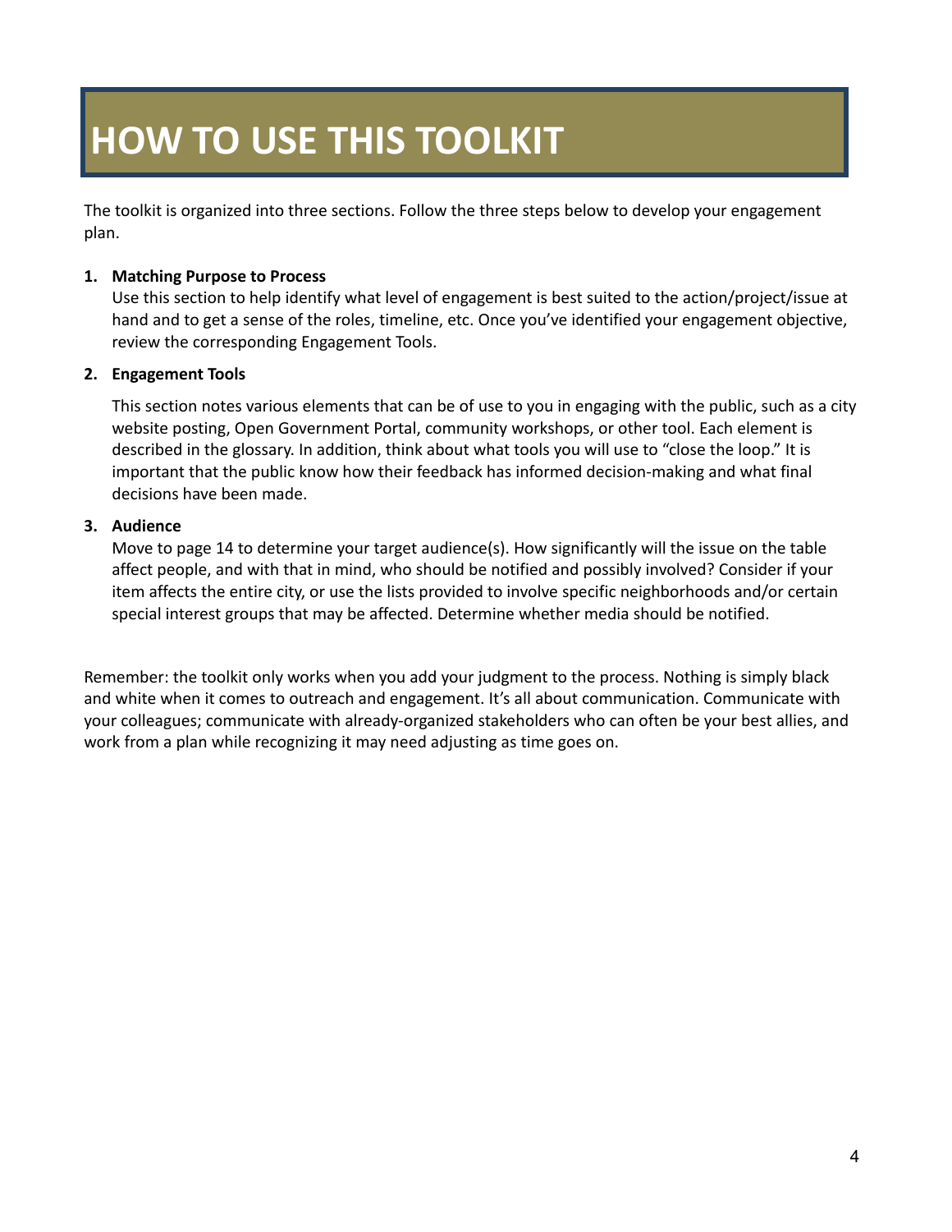# HOW TO USE THIS TOOLKIT

The toolkit is organized into three sections. Follow the three steps below to develop your engagement plan.

1. **Matching Purpose to Process**
   Use this section to help identify what level of engagement is best suited to the action/project/issue at hand and to get a sense of the roles, timeline, etc. Once you've identified your engagement objective, review the corresponding Engagement Tools.

2. **Engagement Tools**
   This section notes various elements that can be of use to you in engaging with the public, such as a city website posting, Open Government Portal, community workshops, or other tool. Each element is described in the glossary. In addition, think about what tools you will use to "close the loop." It is important that the public know how their feedback has informed decision-making and what final decisions have been made.

3. **Audience**
   Move to page 14 to determine your target audience(s). How significantly will the issue on the table affect people, and with that in mind, who should be notified and possibly involved? Consider if your item affects the entire city, or use the lists provided to involve specific neighborhoods and/or certain special interest groups that may be affected. Determine whether media should be notified.

Remember: the toolkit only works when you add your judgment to the process. Nothing is simply black and white when it comes to outreach and engagement. It's all about communication. Communicate with your colleagues; communicate with already-organized stakeholders who can often be your best allies, and work from a plan while recognizing it may need adjusting as time goes on.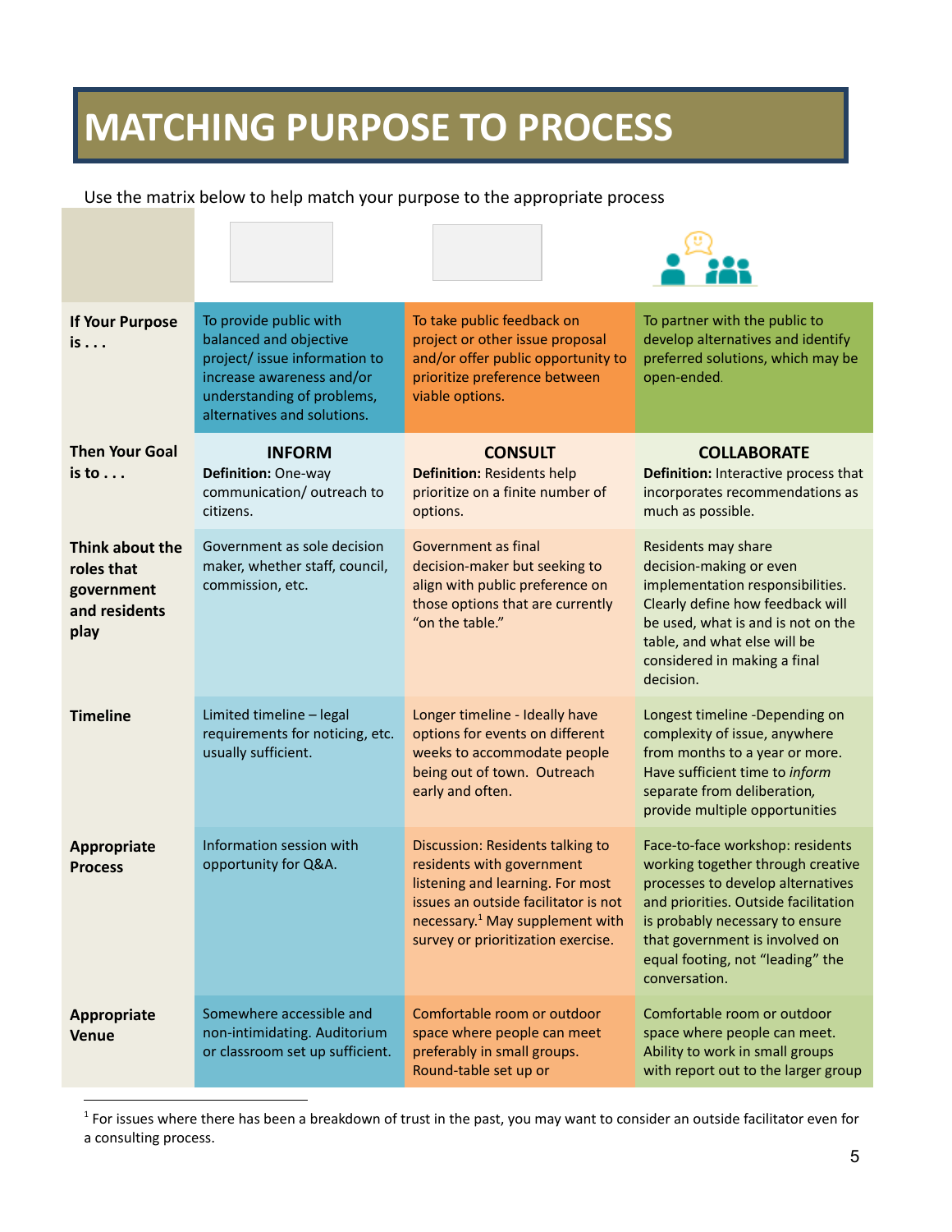# MATCHING PURPOSE TO PROCESS

Use the matrix below to help match your purpose to the appropriate process

| | | | |
|---|---|---|---|
| **If Your Purpose is . . .** | To provide public with balanced and objective project/ issue information to increase awareness and/or understanding of problems, alternatives and solutions. | To take public feedback on project or other issue proposal and/or offer public opportunity to prioritize preference between viable options. | To partner with the public to develop alternatives and identify preferred solutions, which may be open-ended. |
| **Then Your Goal is to . . .** | **INFORM** **Definition:** One-way communication/ outreach to citizens. | **CONSULT** **Definition:** Residents help prioritize on a finite number of options. | **COLLABORATE** **Definition:** Interactive process that incorporates recommendations as much as possible. |
| **Think about the roles that government and residents play** | Government as sole decision maker, whether staff, council, commission, etc. | Government as final decision-maker but seeking to align with public preference on those options that are currently "on the table." | Residents may share decision-making or even implementation responsibilities. Clearly define how feedback will be used, what is and is not on the table, and what else will be considered in making a final decision. |
| **Timeline** | Limited timeline – legal requirements for noticing, etc. usually sufficient. | Longer timeline - Ideally have options for events on different weeks to accommodate people being out of town. Outreach early and often. | Longest timeline -Depending on complexity of issue, anywhere from months to a year or more. Have sufficient time to *inform* separate from deliberation*,* provide multiple opportunities |
| **Appropriate Process** | Information session with opportunity for Q&A. | Discussion: Residents talking to residents with government listening and learning. For most issues an outside facilitator is not necessary.[1] May supplement with survey or prioritization exercise. | Face-to-face workshop: residents working together through creative processes to develop alternatives and priorities. Outside facilitation is probably necessary to ensure that government is involved on equal footing, not "leading" the conversation. |
| **Appropriate Venue** | Somewhere accessible and non-intimidating. Auditorium or classroom set up sufficient. | Comfortable room or outdoor space where people can meet preferably in small groups. Round-table set up or | Comfortable room or outdoor space where people can meet. Ability to work in small groups with report out to the larger group |

[1] For issues where there has been a breakdown of trust in the past, you may want to consider an outside facilitator even for a consulting process.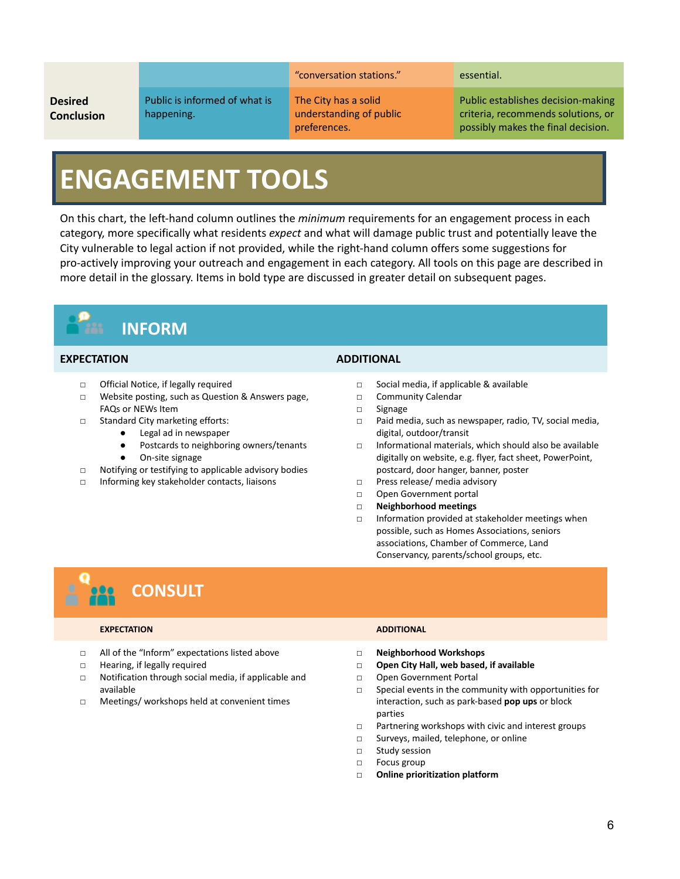|  |  | "conversation stations." | essential. |
|---|---|---|---|
| **Desired Conclusion** | Public is informed of what is happening. | The City has a solid understanding of public preferences. | Public establishes decision-making criteria, recommends solutions, or possibly makes the final decision. |

# ENGAGEMENT TOOLS

On this chart, the left-hand column outlines the *minimum* requirements for an engagement process in each category, more specifically what residents *expect* and what will damage public trust and potentially leave the City vulnerable to legal action if not provided, while the right-hand column offers some suggestions for pro-actively improving your outreach and engagement in each category. All tools on this page are described in more detail in the glossary. Items in bold type are discussed in greater detail on subsequent pages.

## INFORM

### EXPECTATION

- Official Notice, if legally required
- Website posting, such as Question & Answers page, FAQs or NEWs Item
- Standard City marketing efforts:
  - Legal ad in newspaper
  - Postcards to neighboring owners/tenants
  - On-site signage
- Notifying or testifying to applicable advisory bodies
- Informing key stakeholder contacts, liaisons

### ADDITIONAL

- Social media, if applicable & available
- Community Calendar
- Signage
- Paid media, such as newspaper, radio, TV, social media, digital, outdoor/transit
- Informational materials, which should also be available digitally on website, e.g. flyer, fact sheet, PowerPoint, postcard, door hanger, banner, poster
- Press release/ media advisory
- Open Government portal
- **Neighborhood meetings**
- Information provided at stakeholder meetings when possible, such as Homes Associations, seniors associations, Chamber of Commerce, Land Conservancy, parents/school groups, etc.

## CONSULT

### EXPECTATION

- All of the "Inform" expectations listed above
- Hearing, if legally required
- Notification through social media, if applicable and available
- Meetings/ workshops held at convenient times

### ADDITIONAL

- **Neighborhood Workshops**
- **Open City Hall, web based, if available**
- Open Government Portal
- Special events in the community with opportunities for interaction, such as park-based **pop ups** or block parties
- Partnering workshops with civic and interest groups
- Surveys, mailed, telephone, or online
- Study session
- Focus group
- **Online prioritization platform**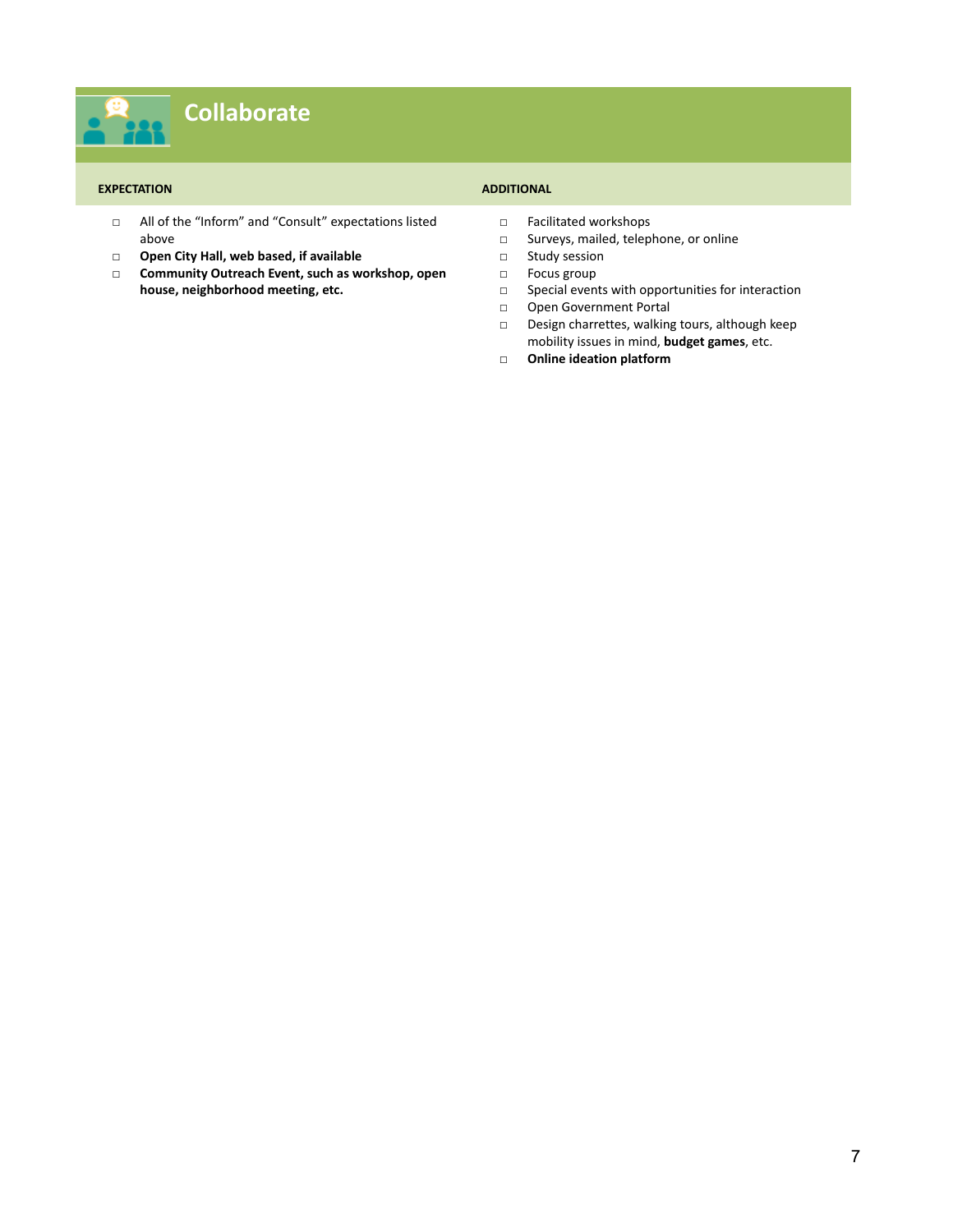## Collaborate

**EXPECTATION**

- All of the "Inform" and "Consult" expectations listed above
- **Open City Hall, web based, if available**
- **Community Outreach Event, such as workshop, open house, neighborhood meeting, etc.**

**ADDITIONAL**

- Facilitated workshops
- Surveys, mailed, telephone, or online
- Study session
- Focus group
- Special events with opportunities for interaction
- Open Government Portal
- Design charrettes, walking tours, although keep mobility issues in mind, **budget games**, etc.
- **Online ideation platform**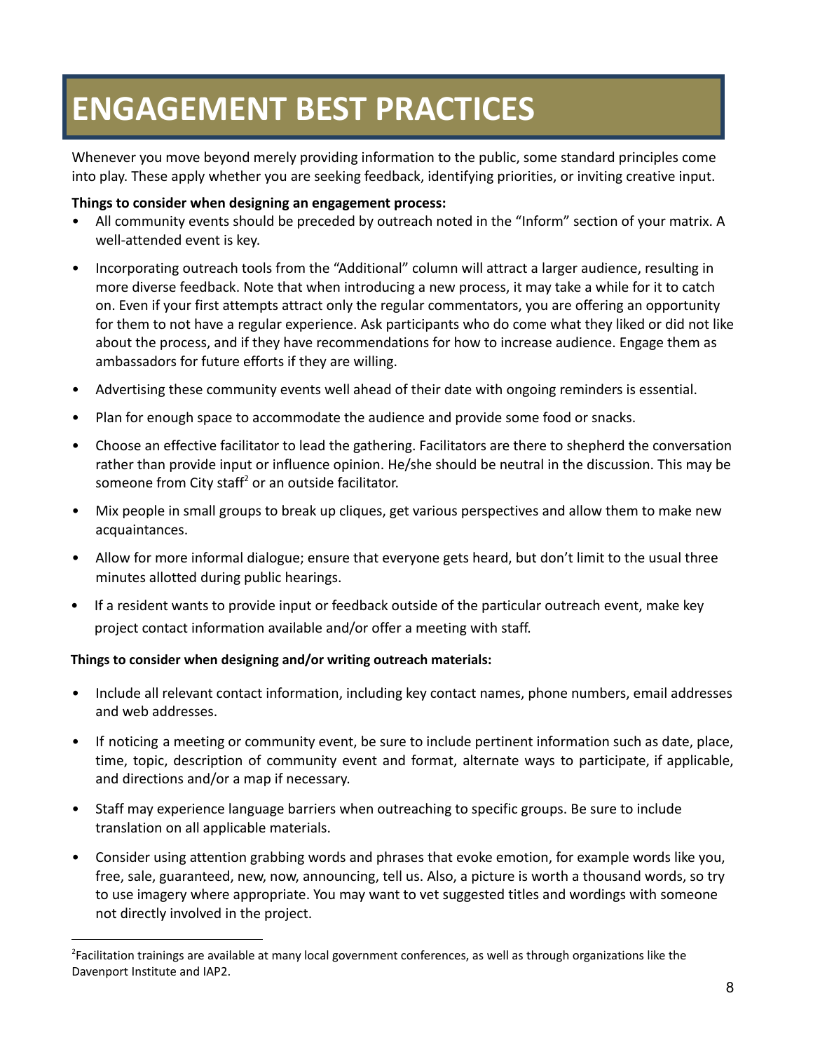# ENGAGEMENT BEST PRACTICES

Whenever you move beyond merely providing information to the public, some standard principles come into play. These apply whether you are seeking feedback, identifying priorities, or inviting creative input.

**Things to consider when designing an engagement process:**

- All community events should be preceded by outreach noted in the "Inform" section of your matrix. A well-attended event is key.
- Incorporating outreach tools from the "Additional" column will attract a larger audience, resulting in more diverse feedback. Note that when introducing a new process, it may take a while for it to catch on. Even if your first attempts attract only the regular commentators, you are offering an opportunity for them to not have a regular experience. Ask participants who do come what they liked or did not like about the process, and if they have recommendations for how to increase audience. Engage them as ambassadors for future efforts if they are willing.
- Advertising these community events well ahead of their date with ongoing reminders is essential.
- Plan for enough space to accommodate the audience and provide some food or snacks.
- Choose an effective facilitator to lead the gathering. Facilitators are there to shepherd the conversation rather than provide input or influence opinion. He/she should be neutral in the discussion. This may be someone from City staff[2] or an outside facilitator.
- Mix people in small groups to break up cliques, get various perspectives and allow them to make new acquaintances.
- Allow for more informal dialogue; ensure that everyone gets heard, but don't limit to the usual three minutes allotted during public hearings.
- If a resident wants to provide input or feedback outside of the particular outreach event, make key project contact information available and/or offer a meeting with staff.

**Things to consider when designing and/or writing outreach materials:**

- Include all relevant contact information, including key contact names, phone numbers, email addresses and web addresses.
- If noticing a meeting or community event, be sure to include pertinent information such as date, place, time, topic, description of community event and format, alternate ways to participate, if applicable, and directions and/or a map if necessary.
- Staff may experience language barriers when outreaching to specific groups. Be sure to include translation on all applicable materials.
- Consider using attention grabbing words and phrases that evoke emotion, for example words like you, free, sale, guaranteed, new, now, announcing, tell us. Also, a picture is worth a thousand words, so try to use imagery where appropriate. You may want to vet suggested titles and wordings with someone not directly involved in the project.

---

[2] Facilitation trainings are available at many local government conferences, as well as through organizations like the Davenport Institute and IAP2.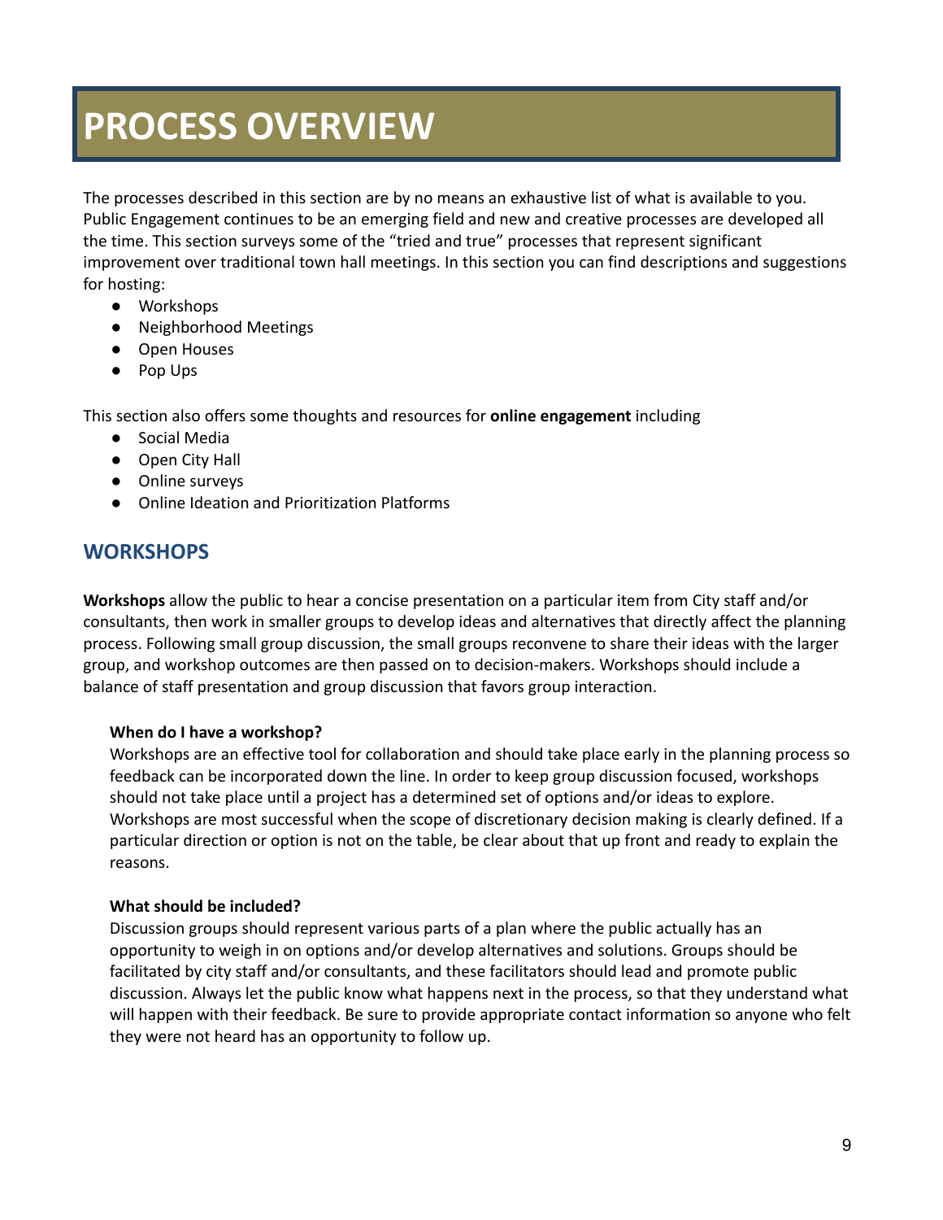# PROCESS OVERVIEW

The processes described in this section are by no means an exhaustive list of what is available to you. Public Engagement continues to be an emerging field and new and creative processes are developed all the time. This section surveys some of the "tried and true" processes that represent significant improvement over traditional town hall meetings. In this section you can find descriptions and suggestions for hosting:

- Workshops
- Neighborhood Meetings
- Open Houses
- Pop Ups

This section also offers some thoughts and resources for **online engagement** including

- Social Media
- Open City Hall
- Online surveys
- Online Ideation and Prioritization Platforms

## WORKSHOPS

**Workshops** allow the public to hear a concise presentation on a particular item from City staff and/or consultants, then work in smaller groups to develop ideas and alternatives that directly affect the planning process. Following small group discussion, the small groups reconvene to share their ideas with the larger group, and workshop outcomes are then passed on to decision-makers. Workshops should include a balance of staff presentation and group discussion that favors group interaction.

**When do I have a workshop?**
Workshops are an effective tool for collaboration and should take place early in the planning process so feedback can be incorporated down the line. In order to keep group discussion focused, workshops should not take place until a project has a determined set of options and/or ideas to explore. Workshops are most successful when the scope of discretionary decision making is clearly defined. If a particular direction or option is not on the table, be clear about that up front and ready to explain the reasons.

**What should be included?**
Discussion groups should represent various parts of a plan where the public actually has an opportunity to weigh in on options and/or develop alternatives and solutions. Groups should be facilitated by city staff and/or consultants, and these facilitators should lead and promote public discussion. Always let the public know what happens next in the process, so that they understand what will happen with their feedback. Be sure to provide appropriate contact information so anyone who felt they were not heard has an opportunity to follow up.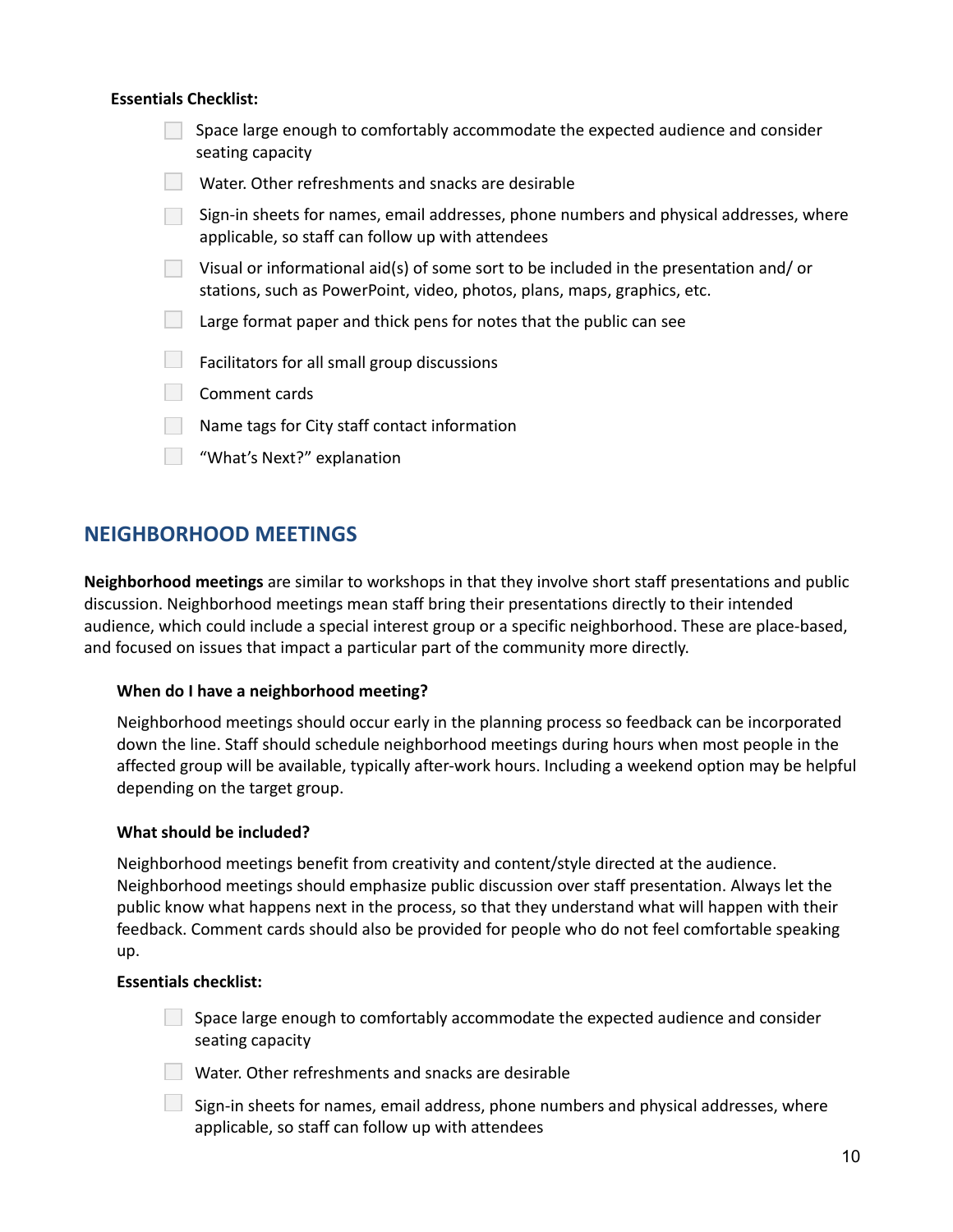**Essentials Checklist:**

- [ ] Space large enough to comfortably accommodate the expected audience and consider seating capacity
- [ ] Water. Other refreshments and snacks are desirable
- [ ] Sign-in sheets for names, email addresses, phone numbers and physical addresses, where applicable, so staff can follow up with attendees
- [ ] Visual or informational aid(s) of some sort to be included in the presentation and/ or stations, such as PowerPoint, video, photos, plans, maps, graphics, etc.
- [ ] Large format paper and thick pens for notes that the public can see
- [ ] Facilitators for all small group discussions
- [ ] Comment cards
- [ ] Name tags for City staff contact information
- [ ] "What's Next?" explanation

## NEIGHBORHOOD MEETINGS

**Neighborhood meetings** are similar to workshops in that they involve short staff presentations and public discussion. Neighborhood meetings mean staff bring their presentations directly to their intended audience, which could include a special interest group or a specific neighborhood. These are place-based, and focused on issues that impact a particular part of the community more directly.

**When do I have a neighborhood meeting?**

Neighborhood meetings should occur early in the planning process so feedback can be incorporated down the line. Staff should schedule neighborhood meetings during hours when most people in the affected group will be available, typically after-work hours. Including a weekend option may be helpful depending on the target group.

**What should be included?**

Neighborhood meetings benefit from creativity and content/style directed at the audience. Neighborhood meetings should emphasize public discussion over staff presentation. Always let the public know what happens next in the process, so that they understand what will happen with their feedback. Comment cards should also be provided for people who do not feel comfortable speaking up.

**Essentials checklist:**

- [ ] Space large enough to comfortably accommodate the expected audience and consider seating capacity
- [ ] Water. Other refreshments and snacks are desirable
- [ ] Sign-in sheets for names, email address, phone numbers and physical addresses, where applicable, so staff can follow up with attendees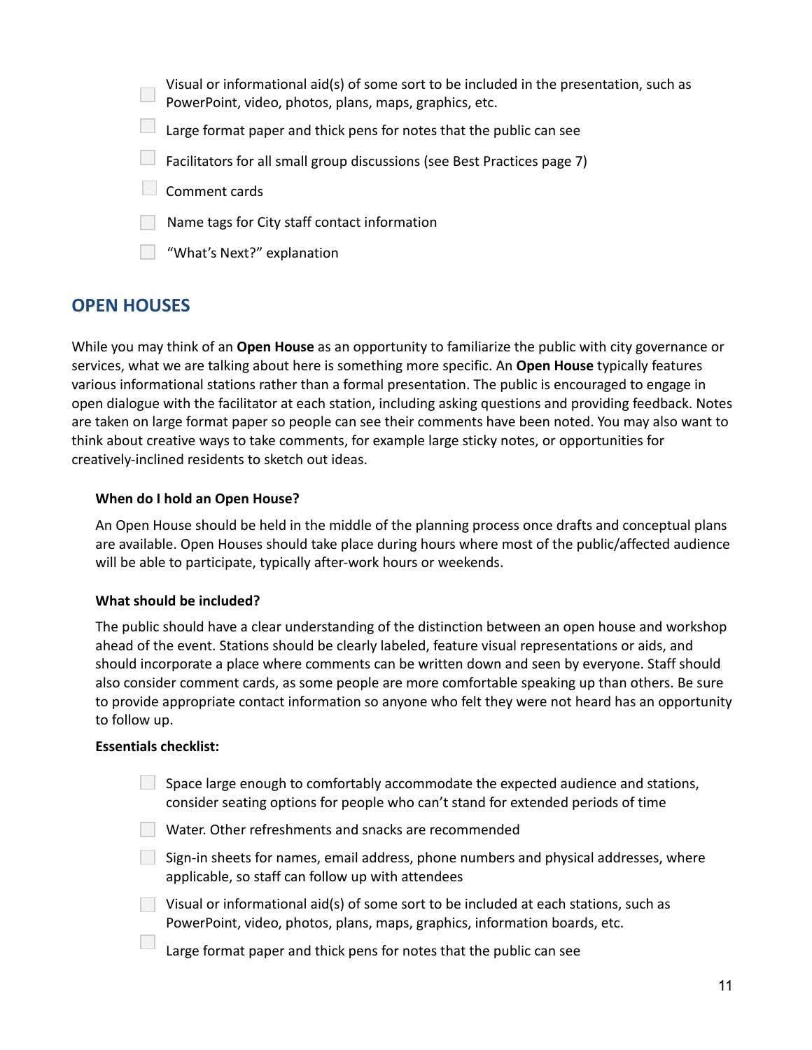- [ ] Visual or informational aid(s) of some sort to be included in the presentation, such as PowerPoint, video, photos, plans, maps, graphics, etc.
- [ ] Large format paper and thick pens for notes that the public can see
- [ ] Facilitators for all small group discussions (see Best Practices page 7)
- [ ] Comment cards
- [ ] Name tags for City staff contact information
- [ ] "What's Next?" explanation

## OPEN HOUSES

While you may think of an **Open House** as an opportunity to familiarize the public with city governance or services, what we are talking about here is something more specific. An **Open House** typically features various informational stations rather than a formal presentation. The public is encouraged to engage in open dialogue with the facilitator at each station, including asking questions and providing feedback. Notes are taken on large format paper so people can see their comments have been noted. You may also want to think about creative ways to take comments, for example large sticky notes, or opportunities for creatively-inclined residents to sketch out ideas.

**When do I hold an Open House?**

An Open House should be held in the middle of the planning process once drafts and conceptual plans are available. Open Houses should take place during hours where most of the public/affected audience will be able to participate, typically after-work hours or weekends.

**What should be included?**

The public should have a clear understanding of the distinction between an open house and workshop ahead of the event. Stations should be clearly labeled, feature visual representations or aids, and should incorporate a place where comments can be written down and seen by everyone. Staff should also consider comment cards, as some people are more comfortable speaking up than others. Be sure to provide appropriate contact information so anyone who felt they were not heard has an opportunity to follow up.

**Essentials checklist:**

- [ ] Space large enough to comfortably accommodate the expected audience and stations, consider seating options for people who can't stand for extended periods of time
- [ ] Water. Other refreshments and snacks are recommended
- [ ] Sign-in sheets for names, email address, phone numbers and physical addresses, where applicable, so staff can follow up with attendees
- [ ] Visual or informational aid(s) of some sort to be included at each stations, such as PowerPoint, video, photos, plans, maps, graphics, information boards, etc.
- [ ] Large format paper and thick pens for notes that the public can see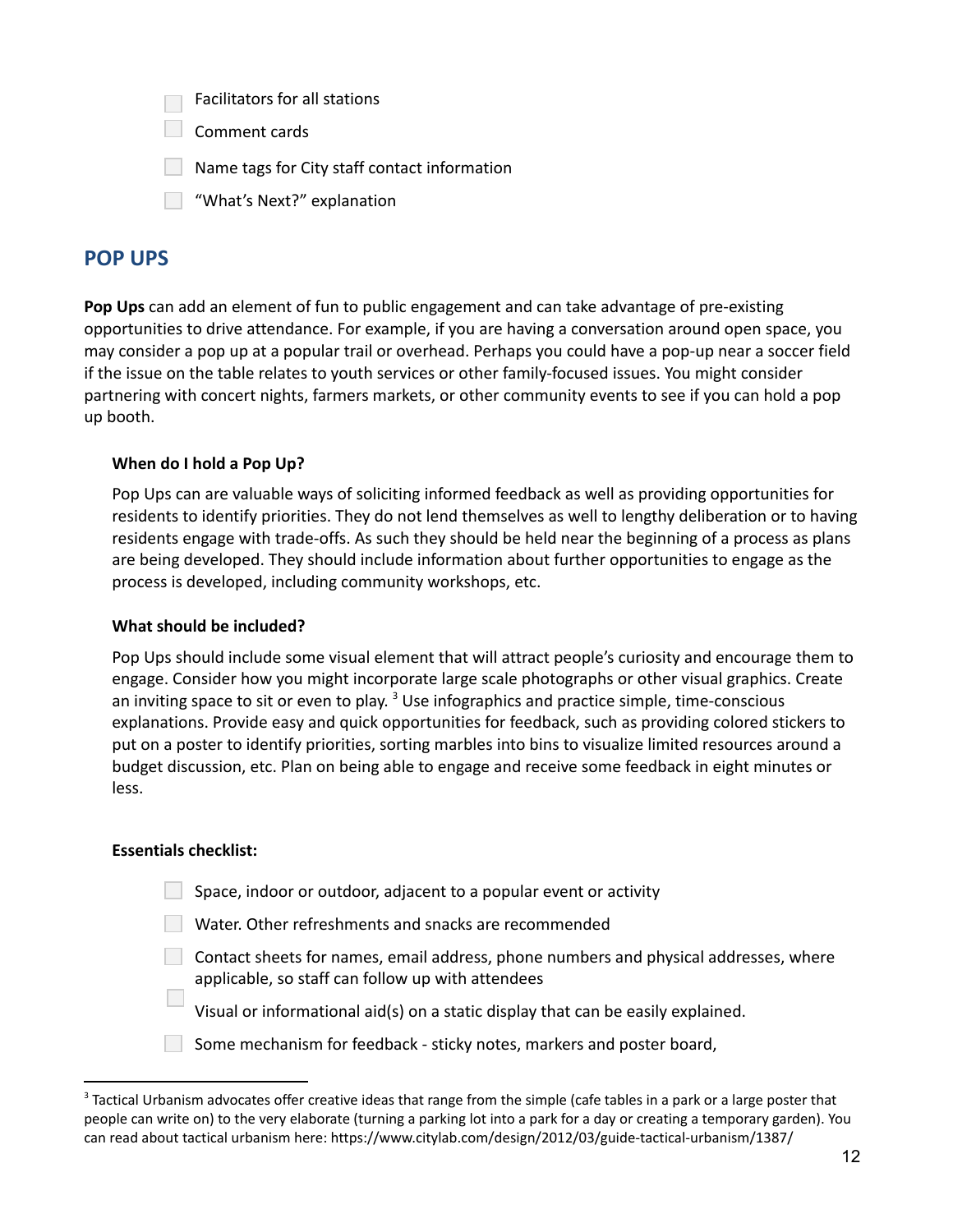- [ ] Facilitators for all stations
- [ ] Comment cards
- [ ] Name tags for City staff contact information
- [ ] "What's Next?" explanation

## POP UPS

**Pop Ups** can add an element of fun to public engagement and can take advantage of pre-existing opportunities to drive attendance. For example, if you are having a conversation around open space, you may consider a pop up at a popular trail or overhead. Perhaps you could have a pop-up near a soccer field if the issue on the table relates to youth services or other family-focused issues. You might consider partnering with concert nights, farmers markets, or other community events to see if you can hold a pop up booth.

### When do I hold a Pop Up?

Pop Ups can are valuable ways of soliciting informed feedback as well as providing opportunities for residents to identify priorities. They do not lend themselves as well to lengthy deliberation or to having residents engage with trade-offs. As such they should be held near the beginning of a process as plans are being developed. They should include information about further opportunities to engage as the process is developed, including community workshops, etc.

### What should be included?

Pop Ups should include some visual element that will attract people's curiosity and encourage them to engage. Consider how you might incorporate large scale photographs or other visual graphics. Create an inviting space to sit or even to play. [3] Use infographics and practice simple, time-conscious explanations. Provide easy and quick opportunities for feedback, such as providing colored stickers to put on a poster to identify priorities, sorting marbles into bins to visualize limited resources around a budget discussion, etc. Plan on being able to engage and receive some feedback in eight minutes or less.

### Essentials checklist:

- [ ] Space, indoor or outdoor, adjacent to a popular event or activity
- [ ] Water. Other refreshments and snacks are recommended
- [ ] Contact sheets for names, email address, phone numbers and physical addresses, where applicable, so staff can follow up with attendees
- [ ] Visual or informational aid(s) on a static display that can be easily explained.
- [ ] Some mechanism for feedback - sticky notes, markers and poster board,

---

[3] Tactical Urbanism advocates offer creative ideas that range from the simple (cafe tables in a park or a large poster that people can write on) to the very elaborate (turning a parking lot into a park for a day or creating a temporary garden). You can read about tactical urbanism here: https://www.citylab.com/design/2012/03/guide-tactical-urbanism/1387/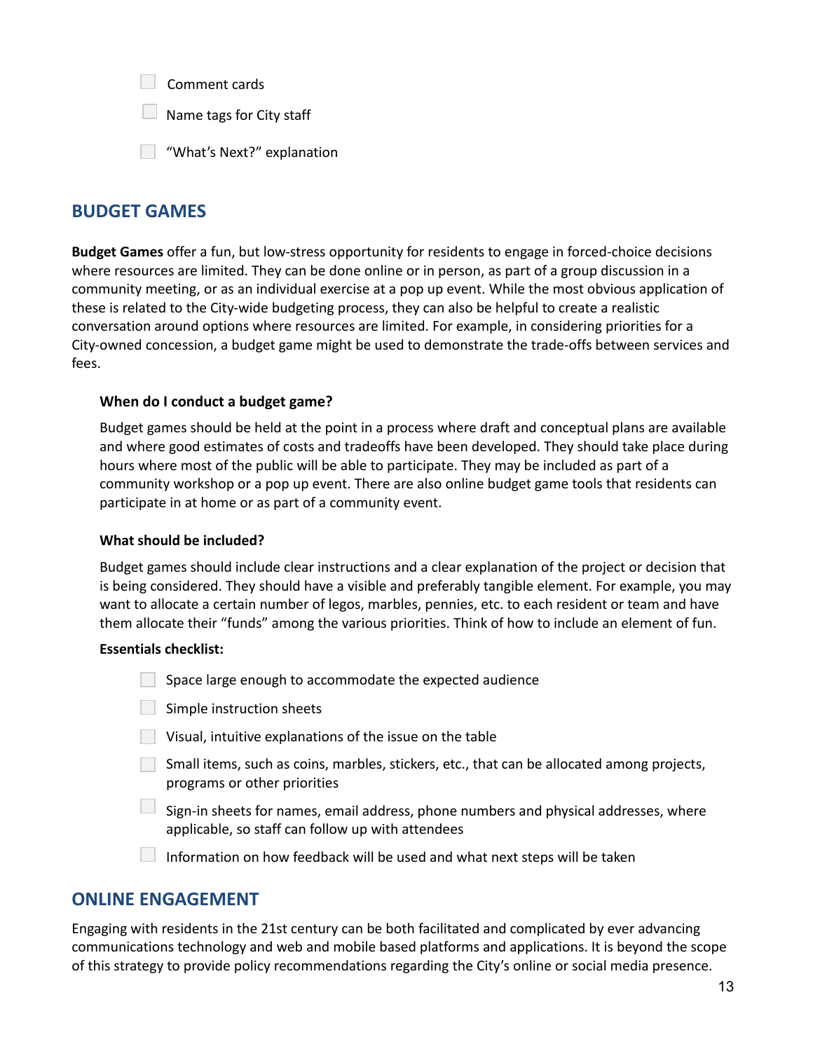- [ ] Comment cards
- [ ] Name tags for City staff
- [ ] "What's Next?" explanation

## BUDGET GAMES

**Budget Games** offer a fun, but low-stress opportunity for residents to engage in forced-choice decisions where resources are limited. They can be done online or in person, as part of a group discussion in a community meeting, or as an individual exercise at a pop up event. While the most obvious application of these is related to the City-wide budgeting process, they can also be helpful to create a realistic conversation around options where resources are limited. For example, in considering priorities for a City-owned concession, a budget game might be used to demonstrate the trade-offs between services and fees.

### When do I conduct a budget game?

Budget games should be held at the point in a process where draft and conceptual plans are available and where good estimates of costs and tradeoffs have been developed. They should take place during hours where most of the public will be able to participate. They may be included as part of a community workshop or a pop up event. There are also online budget game tools that residents can participate in at home or as part of a community event.

### What should be included?

Budget games should include clear instructions and a clear explanation of the project or decision that is being considered. They should have a visible and preferably tangible element. For example, you may want to allocate a certain number of legos, marbles, pennies, etc. to each resident or team and have them allocate their "funds" among the various priorities. Think of how to include an element of fun.

**Essentials checklist:**

- [ ] Space large enough to accommodate the expected audience
- [ ] Simple instruction sheets
- [ ] Visual, intuitive explanations of the issue on the table
- [ ] Small items, such as coins, marbles, stickers, etc., that can be allocated among projects, programs or other priorities
- [ ] Sign-in sheets for names, email address, phone numbers and physical addresses, where applicable, so staff can follow up with attendees
- [ ] Information on how feedback will be used and what next steps will be taken

## ONLINE ENGAGEMENT

Engaging with residents in the 21st century can be both facilitated and complicated by ever advancing communications technology and web and mobile based platforms and applications. It is beyond the scope of this strategy to provide policy recommendations regarding the City's online or social media presence.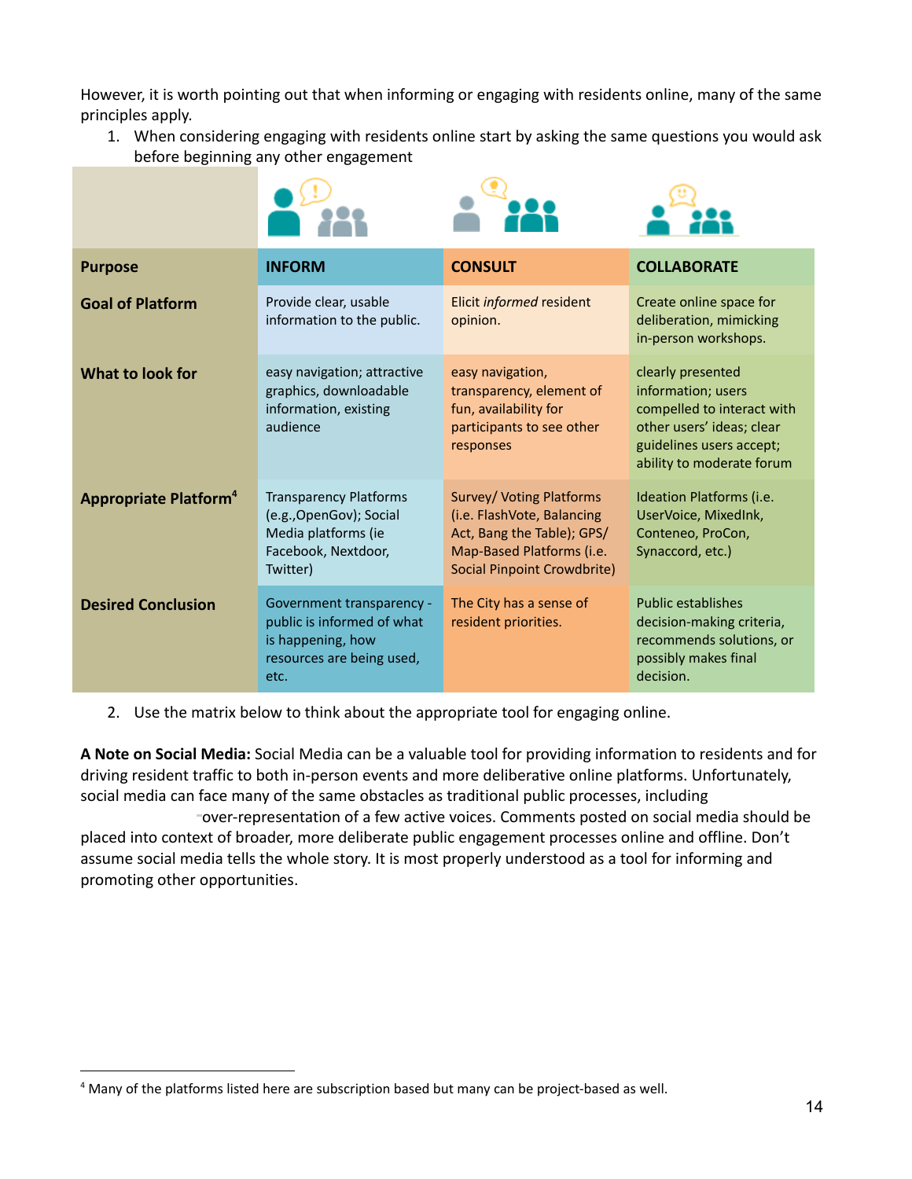However, it is worth pointing out that when informing or engaging with residents online, many of the same principles apply.

1. When considering engaging with residents online start by asking the same questions you would ask before beginning any other engagement

| Purpose | INFORM | CONSULT | COLLABORATE |
| --- | --- | --- | --- |
| **Goal of Platform** | Provide clear, usable information to the public. | Elicit *informed* resident opinion. | Create online space for deliberation, mimicking in-person workshops. |
| **What to look for** | easy navigation; attractive graphics, downloadable information, existing audience | easy navigation, transparency, element of fun, availability for participants to see other responses | clearly presented information; users compelled to interact with other users' ideas; clear guidelines users accept; ability to moderate forum |
| **Appropriate Platform**[4] | Transparency Platforms (e.g.,OpenGov); Social Media platforms (ie Facebook, Nextdoor, Twitter) | Survey/ Voting Platforms (i.e. FlashVote, Balancing Act, Bang the Table); GPS/ Map-Based Platforms (i.e. Social Pinpoint Crowdbrite) | Ideation Platforms (i.e. UserVoice, MixedInk, Conteneo, ProCon, Synaccord, etc.) |
| **Desired Conclusion** | Government transparency - public is informed of what is happening, how resources are being used, etc. | The City has a sense of resident priorities. | Public establishes decision-making criteria, recommends solutions, or possibly makes final decision. |

2. Use the matrix below to think about the appropriate tool for engaging online.

**A Note on Social Media:** Social Media can be a valuable tool for providing information to residents and for driving resident traffic to both in-person events and more deliberative online platforms. Unfortunately, social media can face many of the same obstacles as traditional public processes, including over-representation of a few active voices. Comments posted on social media should be placed into context of broader, more deliberate public engagement processes online and offline. Don't assume social media tells the whole story. It is most properly understood as a tool for informing and promoting other opportunities.

[4] Many of the platforms listed here are subscription based but many can be project-based as well.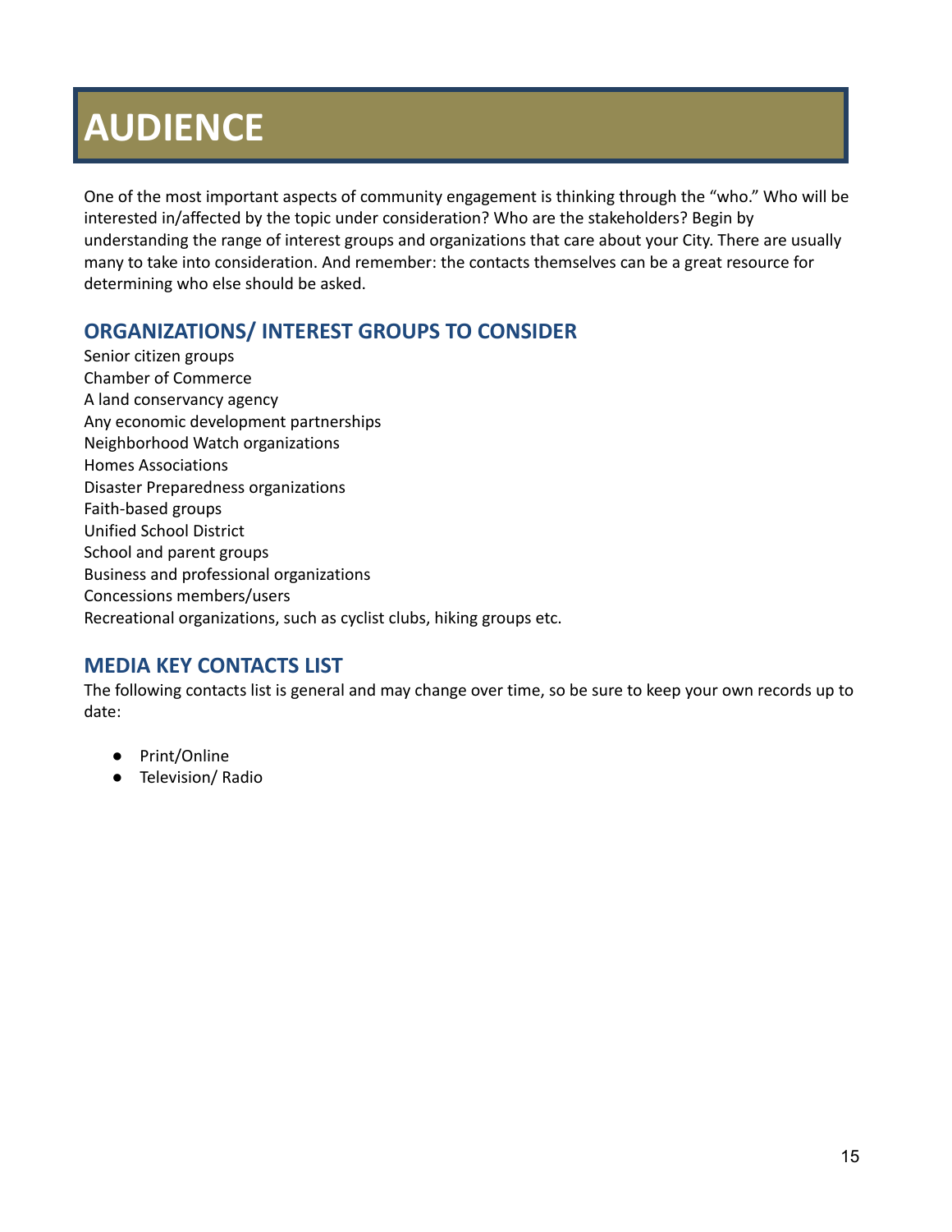# AUDIENCE

One of the most important aspects of community engagement is thinking through the "who." Who will be interested in/affected by the topic under consideration? Who are the stakeholders? Begin by understanding the range of interest groups and organizations that care about your City. There are usually many to take into consideration. And remember: the contacts themselves can be a great resource for determining who else should be asked.

## ORGANIZATIONS/ INTEREST GROUPS TO CONSIDER

Senior citizen groups
Chamber of Commerce
A land conservancy agency
Any economic development partnerships
Neighborhood Watch organizations
Homes Associations
Disaster Preparedness organizations
Faith-based groups
Unified School District
School and parent groups
Business and professional organizations
Concessions members/users
Recreational organizations, such as cyclist clubs, hiking groups etc.

## MEDIA KEY CONTACTS LIST

The following contacts list is general and may change over time, so be sure to keep your own records up to date:

- Print/Online
- Television/ Radio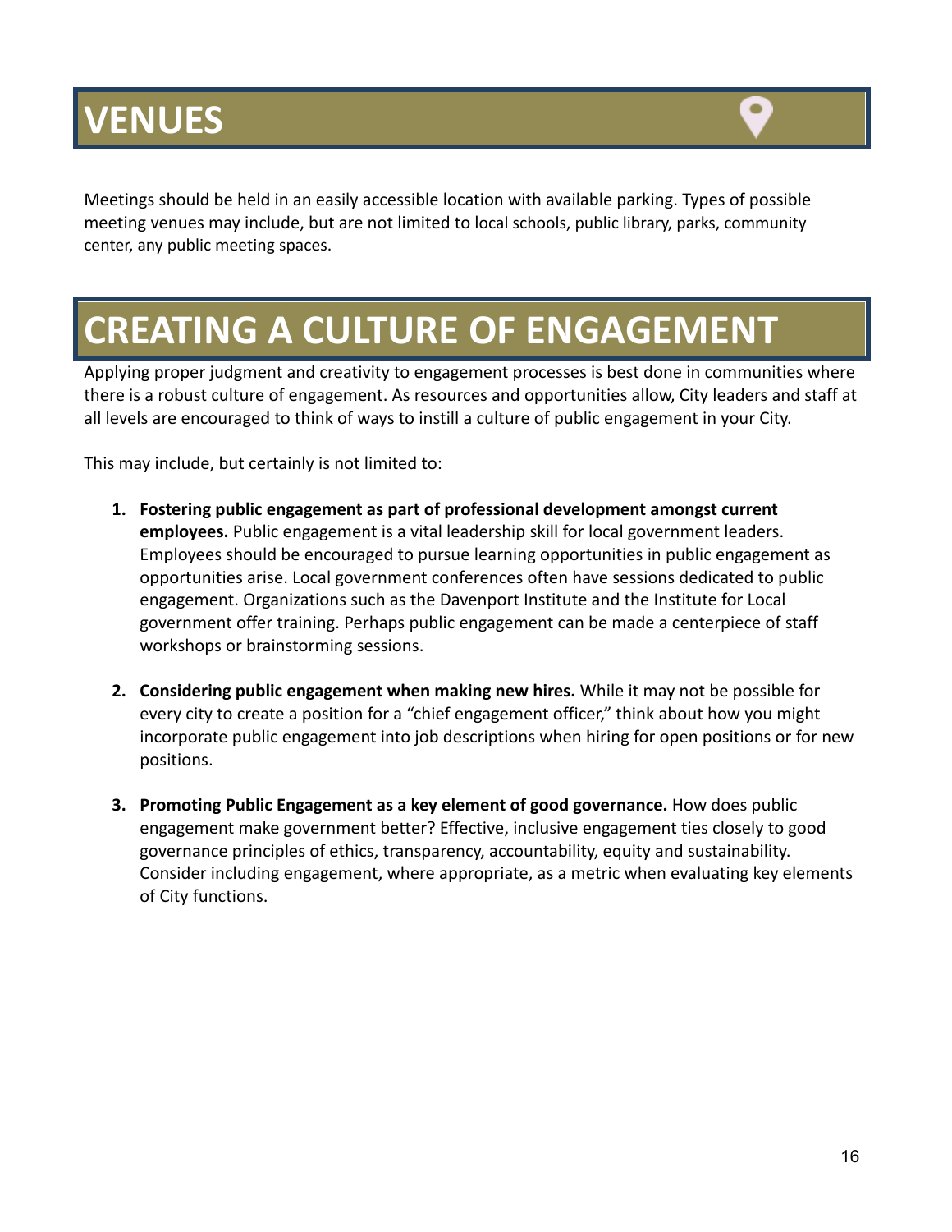# VENUES

Meetings should be held in an easily accessible location with available parking. Types of possible meeting venues may include, but are not limited to local schools, public library, parks, community center, any public meeting spaces.

# CREATING A CULTURE OF ENGAGEMENT

Applying proper judgment and creativity to engagement processes is best done in communities where there is a robust culture of engagement. As resources and opportunities allow, City leaders and staff at all levels are encouraged to think of ways to instill a culture of public engagement in your City.

This may include, but certainly is not limited to:

1. **Fostering public engagement as part of professional development amongst current employees.** Public engagement is a vital leadership skill for local government leaders. Employees should be encouraged to pursue learning opportunities in public engagement as opportunities arise. Local government conferences often have sessions dedicated to public engagement. Organizations such as the Davenport Institute and the Institute for Local government offer training. Perhaps public engagement can be made a centerpiece of staff workshops or brainstorming sessions.

2. **Considering public engagement when making new hires.** While it may not be possible for every city to create a position for a "chief engagement officer," think about how you might incorporate public engagement into job descriptions when hiring for open positions or for new positions.

3. **Promoting Public Engagement as a key element of good governance.** How does public engagement make government better? Effective, inclusive engagement ties closely to good governance principles of ethics, transparency, accountability, equity and sustainability. Consider including engagement, where appropriate, as a metric when evaluating key elements of City functions.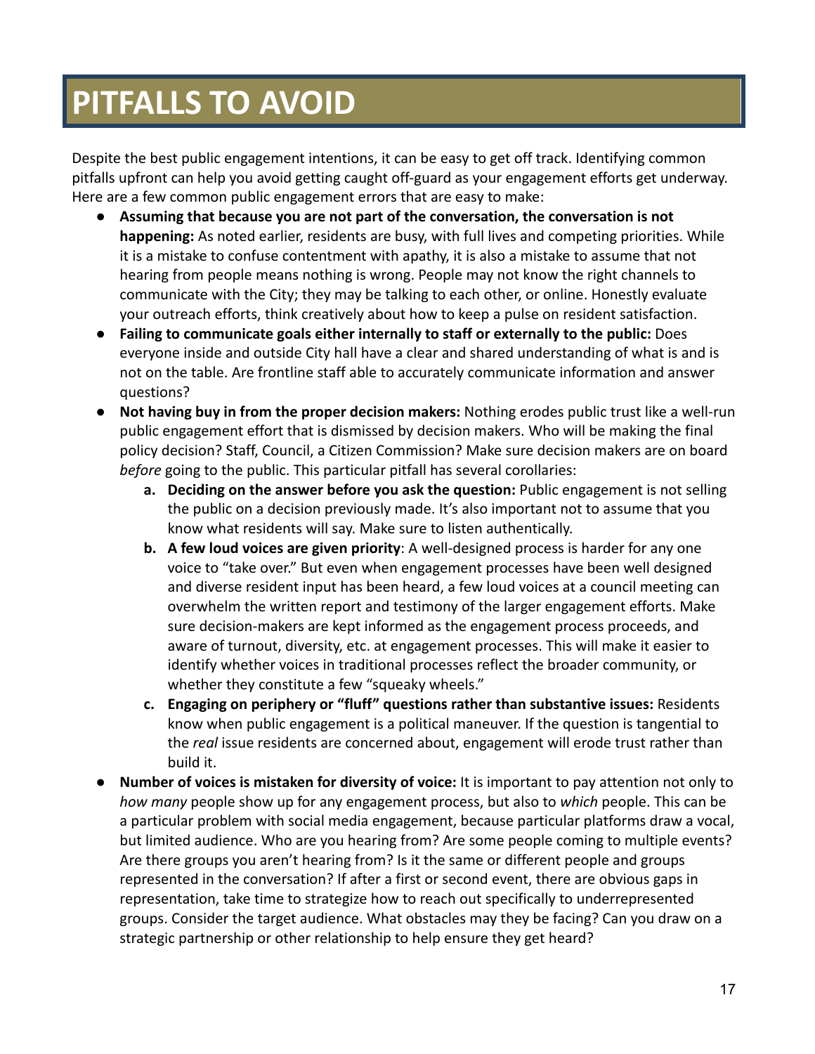# PITFALLS TO AVOID

Despite the best public engagement intentions, it can be easy to get off track. Identifying common pitfalls upfront can help you avoid getting caught off-guard as your engagement efforts get underway. Here are a few common public engagement errors that are easy to make:

- **Assuming that because you are not part of the conversation, the conversation is not happening:** As noted earlier, residents are busy, with full lives and competing priorities. While it is a mistake to confuse contentment with apathy, it is also a mistake to assume that not hearing from people means nothing is wrong. People may not know the right channels to communicate with the City; they may be talking to each other, or online. Honestly evaluate your outreach efforts, think creatively about how to keep a pulse on resident satisfaction.
- **Failing to communicate goals either internally to staff or externally to the public:** Does everyone inside and outside City hall have a clear and shared understanding of what is and is not on the table. Are frontline staff able to accurately communicate information and answer questions?
- **Not having buy in from the proper decision makers:** Nothing erodes public trust like a well-run public engagement effort that is dismissed by decision makers. Who will be making the final policy decision? Staff, Council, a Citizen Commission? Make sure decision makers are on board *before* going to the public. This particular pitfall has several corollaries:
    a. **Deciding on the answer before you ask the question:** Public engagement is not selling the public on a decision previously made. It's also important not to assume that you know what residents will say. Make sure to listen authentically.
    b. **A few loud voices are given priority**: A well-designed process is harder for any one voice to "take over." But even when engagement processes have been well designed and diverse resident input has been heard, a few loud voices at a council meeting can overwhelm the written report and testimony of the larger engagement efforts. Make sure decision-makers are kept informed as the engagement process proceeds, and aware of turnout, diversity, etc. at engagement processes. This will make it easier to identify whether voices in traditional processes reflect the broader community, or whether they constitute a few "squeaky wheels."
    c. **Engaging on periphery or "fluff" questions rather than substantive issues:** Residents know when public engagement is a political maneuver. If the question is tangential to the *real* issue residents are concerned about, engagement will erode trust rather than build it.
- **Number of voices is mistaken for diversity of voice:** It is important to pay attention not only to *how many* people show up for any engagement process, but also to *which* people. This can be a particular problem with social media engagement, because particular platforms draw a vocal, but limited audience. Who are you hearing from? Are some people coming to multiple events? Are there groups you aren't hearing from? Is it the same or different people and groups represented in the conversation? If after a first or second event, there are obvious gaps in representation, take time to strategize how to reach out specifically to underrepresented groups. Consider the target audience. What obstacles may they be facing? Can you draw on a strategic partnership or other relationship to help ensure they get heard?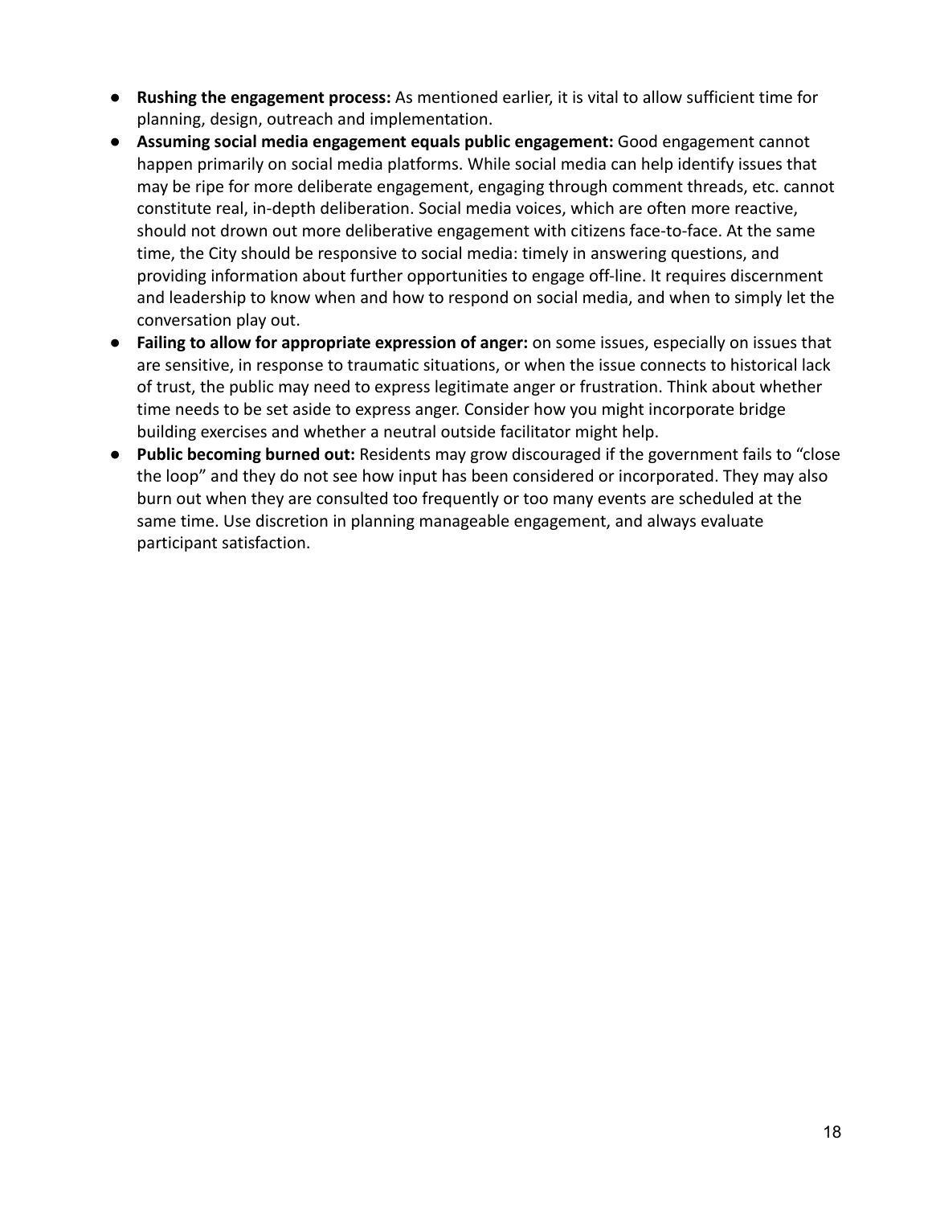- **Rushing the engagement process:** As mentioned earlier, it is vital to allow sufficient time for planning, design, outreach and implementation.
- **Assuming social media engagement equals public engagement:** Good engagement cannot happen primarily on social media platforms. While social media can help identify issues that may be ripe for more deliberate engagement, engaging through comment threads, etc. cannot constitute real, in-depth deliberation. Social media voices, which are often more reactive, should not drown out more deliberative engagement with citizens face-to-face. At the same time, the City should be responsive to social media: timely in answering questions, and providing information about further opportunities to engage off-line. It requires discernment and leadership to know when and how to respond on social media, and when to simply let the conversation play out.
- **Failing to allow for appropriate expression of anger:** on some issues, especially on issues that are sensitive, in response to traumatic situations, or when the issue connects to historical lack of trust, the public may need to express legitimate anger or frustration. Think about whether time needs to be set aside to express anger. Consider how you might incorporate bridge building exercises and whether a neutral outside facilitator might help.
- **Public becoming burned out:** Residents may grow discouraged if the government fails to "close the loop" and they do not see how input has been considered or incorporated. They may also burn out when they are consulted too frequently or too many events are scheduled at the same time. Use discretion in planning manageable engagement, and always evaluate participant satisfaction.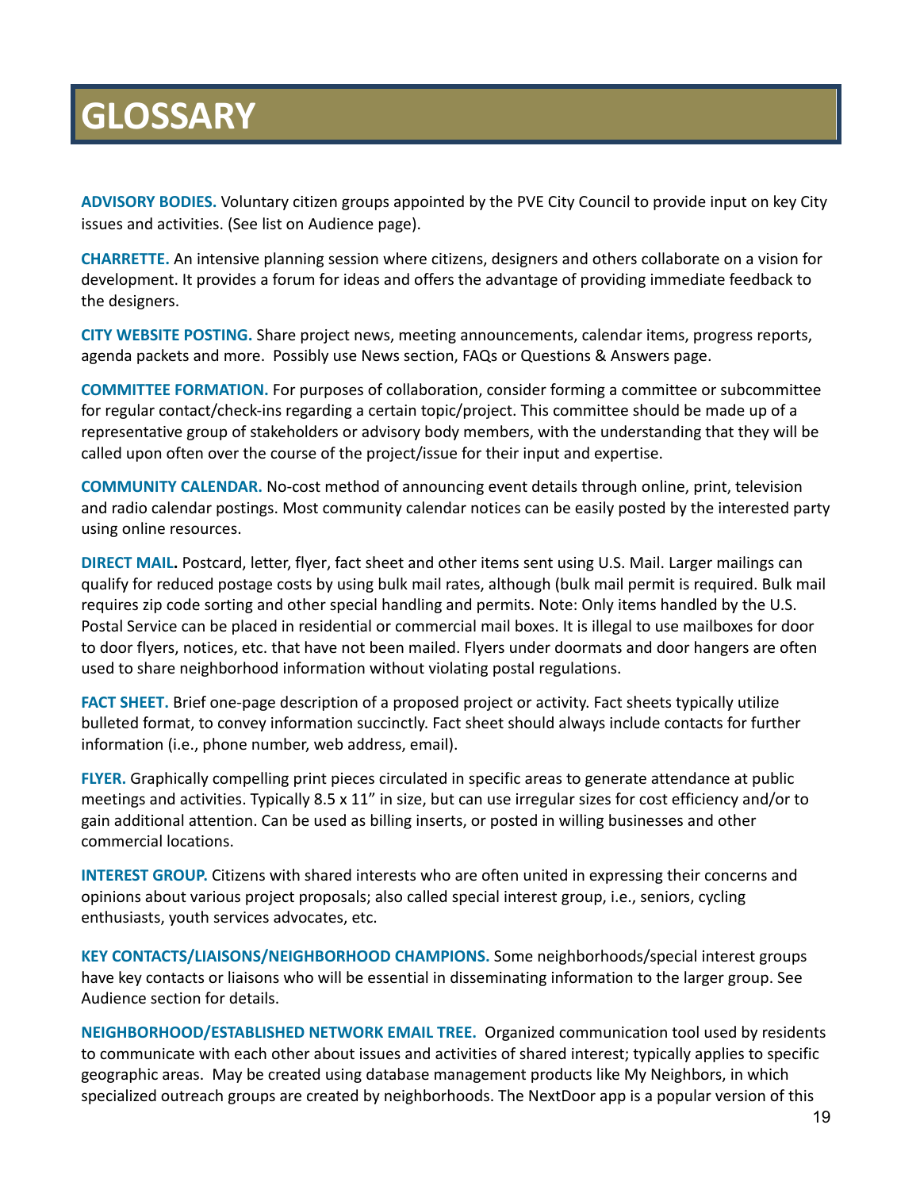# GLOSSARY

**ADVISORY BODIES.** Voluntary citizen groups appointed by the PVE City Council to provide input on key City issues and activities. (See list on Audience page).

**CHARRETTE.** An intensive planning session where citizens, designers and others collaborate on a vision for development. It provides a forum for ideas and offers the advantage of providing immediate feedback to the designers.

**CITY WEBSITE POSTING.** Share project news, meeting announcements, calendar items, progress reports, agenda packets and more. Possibly use News section, FAQs or Questions & Answers page.

**COMMITTEE FORMATION.** For purposes of collaboration, consider forming a committee or subcommittee for regular contact/check-ins regarding a certain topic/project. This committee should be made up of a representative group of stakeholders or advisory body members, with the understanding that they will be called upon often over the course of the project/issue for their input and expertise.

**COMMUNITY CALENDAR.** No-cost method of announcing event details through online, print, television and radio calendar postings. Most community calendar notices can be easily posted by the interested party using online resources.

**DIRECT MAIL.** Postcard, letter, flyer, fact sheet and other items sent using U.S. Mail. Larger mailings can qualify for reduced postage costs by using bulk mail rates, although (bulk mail permit is required. Bulk mail requires zip code sorting and other special handling and permits. Note: Only items handled by the U.S. Postal Service can be placed in residential or commercial mail boxes. It is illegal to use mailboxes for door to door flyers, notices, etc. that have not been mailed. Flyers under doormats and door hangers are often used to share neighborhood information without violating postal regulations.

**FACT SHEET.** Brief one-page description of a proposed project or activity. Fact sheets typically utilize bulleted format, to convey information succinctly. Fact sheet should always include contacts for further information (i.e., phone number, web address, email).

**FLYER.** Graphically compelling print pieces circulated in specific areas to generate attendance at public meetings and activities. Typically 8.5 x 11" in size, but can use irregular sizes for cost efficiency and/or to gain additional attention. Can be used as billing inserts, or posted in willing businesses and other commercial locations.

**INTEREST GROUP.** Citizens with shared interests who are often united in expressing their concerns and opinions about various project proposals; also called special interest group, i.e., seniors, cycling enthusiasts, youth services advocates, etc.

**KEY CONTACTS/LIAISONS/NEIGHBORHOOD CHAMPIONS.** Some neighborhoods/special interest groups have key contacts or liaisons who will be essential in disseminating information to the larger group. See Audience section for details.

**NEIGHBORHOOD/ESTABLISHED NETWORK EMAIL TREE.** Organized communication tool used by residents to communicate with each other about issues and activities of shared interest; typically applies to specific geographic areas. May be created using database management products like My Neighbors, in which specialized outreach groups are created by neighborhoods. The NextDoor app is a popular version of this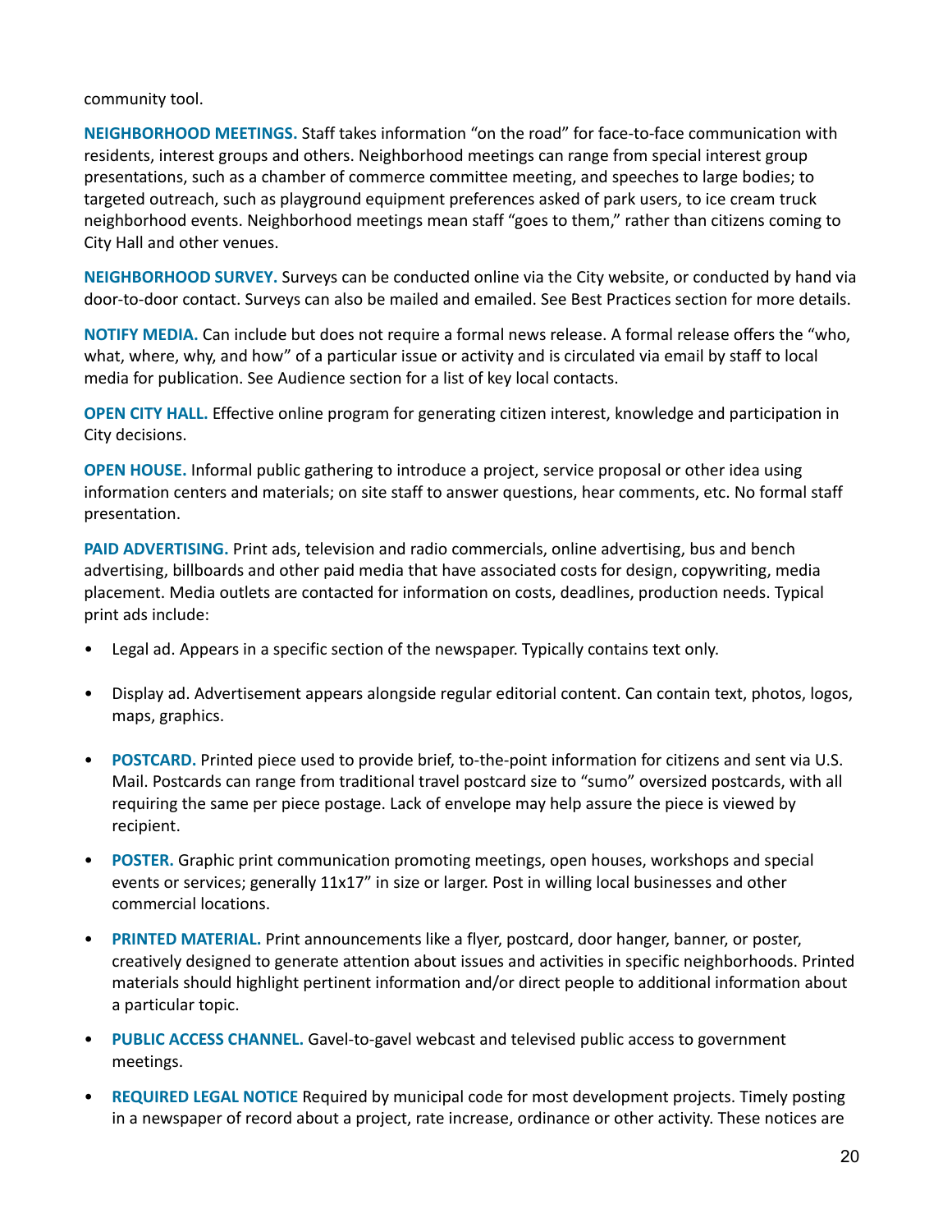community tool.

**NEIGHBORHOOD MEETINGS.** Staff takes information “on the road” for face-to-face communication with residents, interest groups and others. Neighborhood meetings can range from special interest group presentations, such as a chamber of commerce committee meeting, and speeches to large bodies; to targeted outreach, such as playground equipment preferences asked of park users, to ice cream truck neighborhood events. Neighborhood meetings mean staff “goes to them,” rather than citizens coming to City Hall and other venues.

**NEIGHBORHOOD SURVEY.** Surveys can be conducted online via the City website, or conducted by hand via door-to-door contact. Surveys can also be mailed and emailed. See Best Practices section for more details.

**NOTIFY MEDIA.** Can include but does not require a formal news release. A formal release offers the “who, what, where, why, and how” of a particular issue or activity and is circulated via email by staff to local media for publication. See Audience section for a list of key local contacts.

**OPEN CITY HALL.** Effective online program for generating citizen interest, knowledge and participation in City decisions.

**OPEN HOUSE.** Informal public gathering to introduce a project, service proposal or other idea using information centers and materials; on site staff to answer questions, hear comments, etc. No formal staff presentation.

**PAID ADVERTISING.** Print ads, television and radio commercials, online advertising, bus and bench advertising, billboards and other paid media that have associated costs for design, copywriting, media placement. Media outlets are contacted for information on costs, deadlines, production needs. Typical print ads include:

- Legal ad. Appears in a specific section of the newspaper. Typically contains text only.
- Display ad. Advertisement appears alongside regular editorial content. Can contain text, photos, logos, maps, graphics.
- **POSTCARD.** Printed piece used to provide brief, to-the-point information for citizens and sent via U.S. Mail. Postcards can range from traditional travel postcard size to “sumo” oversized postcards, with all requiring the same per piece postage. Lack of envelope may help assure the piece is viewed by recipient.
- **POSTER.** Graphic print communication promoting meetings, open houses, workshops and special events or services; generally 11x17” in size or larger. Post in willing local businesses and other commercial locations.
- **PRINTED MATERIAL.** Print announcements like a flyer, postcard, door hanger, banner, or poster, creatively designed to generate attention about issues and activities in specific neighborhoods. Printed materials should highlight pertinent information and/or direct people to additional information about a particular topic.
- **PUBLIC ACCESS CHANNEL.** Gavel-to-gavel webcast and televised public access to government meetings.
- **REQUIRED LEGAL NOTICE** Required by municipal code for most development projects. Timely posting in a newspaper of record about a project, rate increase, ordinance or other activity. These notices are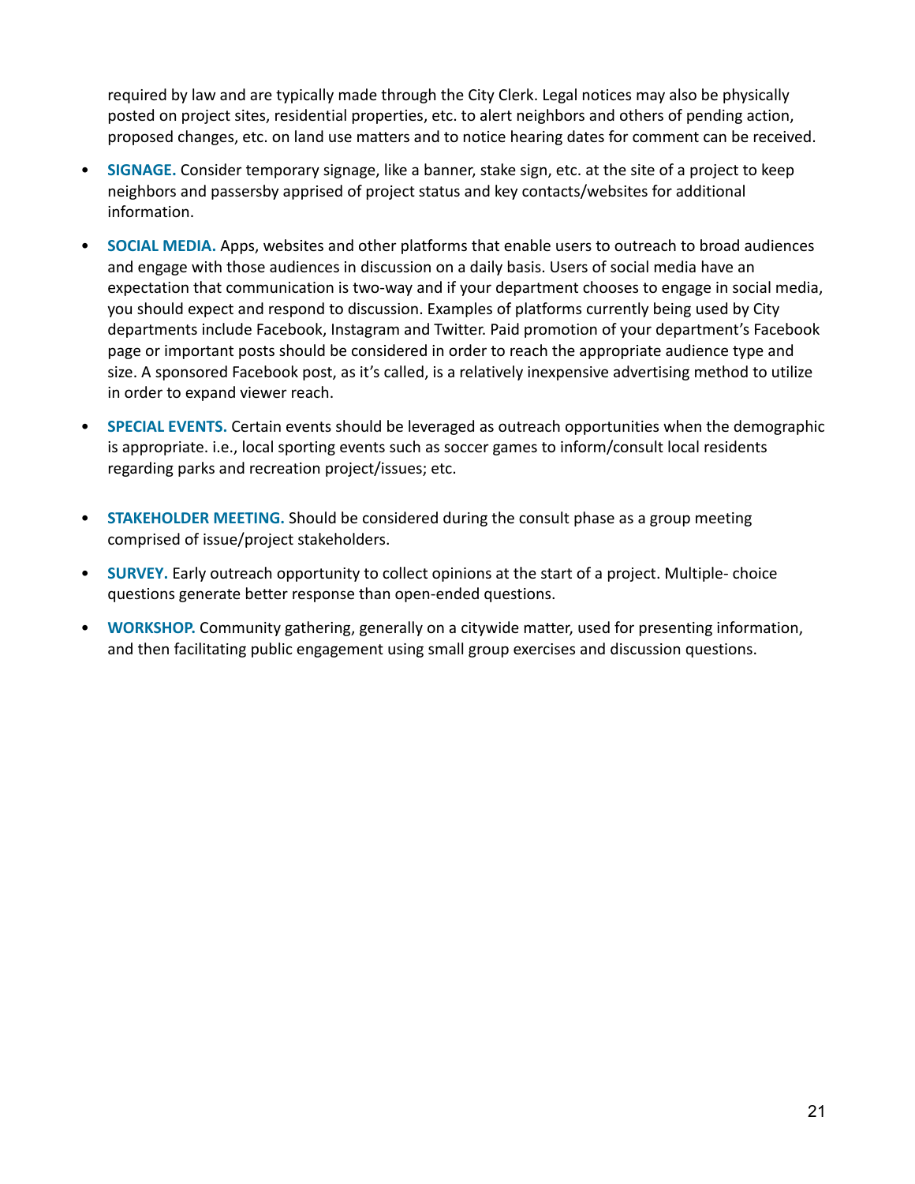required by law and are typically made through the City Clerk. Legal notices may also be physically posted on project sites, residential properties, etc. to alert neighbors and others of pending action, proposed changes, etc. on land use matters and to notice hearing dates for comment can be received.

- **SIGNAGE.** Consider temporary signage, like a banner, stake sign, etc. at the site of a project to keep neighbors and passersby apprised of project status and key contacts/websites for additional information.
- **SOCIAL MEDIA.** Apps, websites and other platforms that enable users to outreach to broad audiences and engage with those audiences in discussion on a daily basis. Users of social media have an expectation that communication is two-way and if your department chooses to engage in social media, you should expect and respond to discussion. Examples of platforms currently being used by City departments include Facebook, Instagram and Twitter. Paid promotion of your department's Facebook page or important posts should be considered in order to reach the appropriate audience type and size. A sponsored Facebook post, as it's called, is a relatively inexpensive advertising method to utilize in order to expand viewer reach.
- **SPECIAL EVENTS.** Certain events should be leveraged as outreach opportunities when the demographic is appropriate. i.e., local sporting events such as soccer games to inform/consult local residents regarding parks and recreation project/issues; etc.
- **STAKEHOLDER MEETING.** Should be considered during the consult phase as a group meeting comprised of issue/project stakeholders.
- **SURVEY.** Early outreach opportunity to collect opinions at the start of a project. Multiple- choice questions generate better response than open-ended questions.
- **WORKSHOP.** Community gathering, generally on a citywide matter, used for presenting information, and then facilitating public engagement using small group exercises and discussion questions.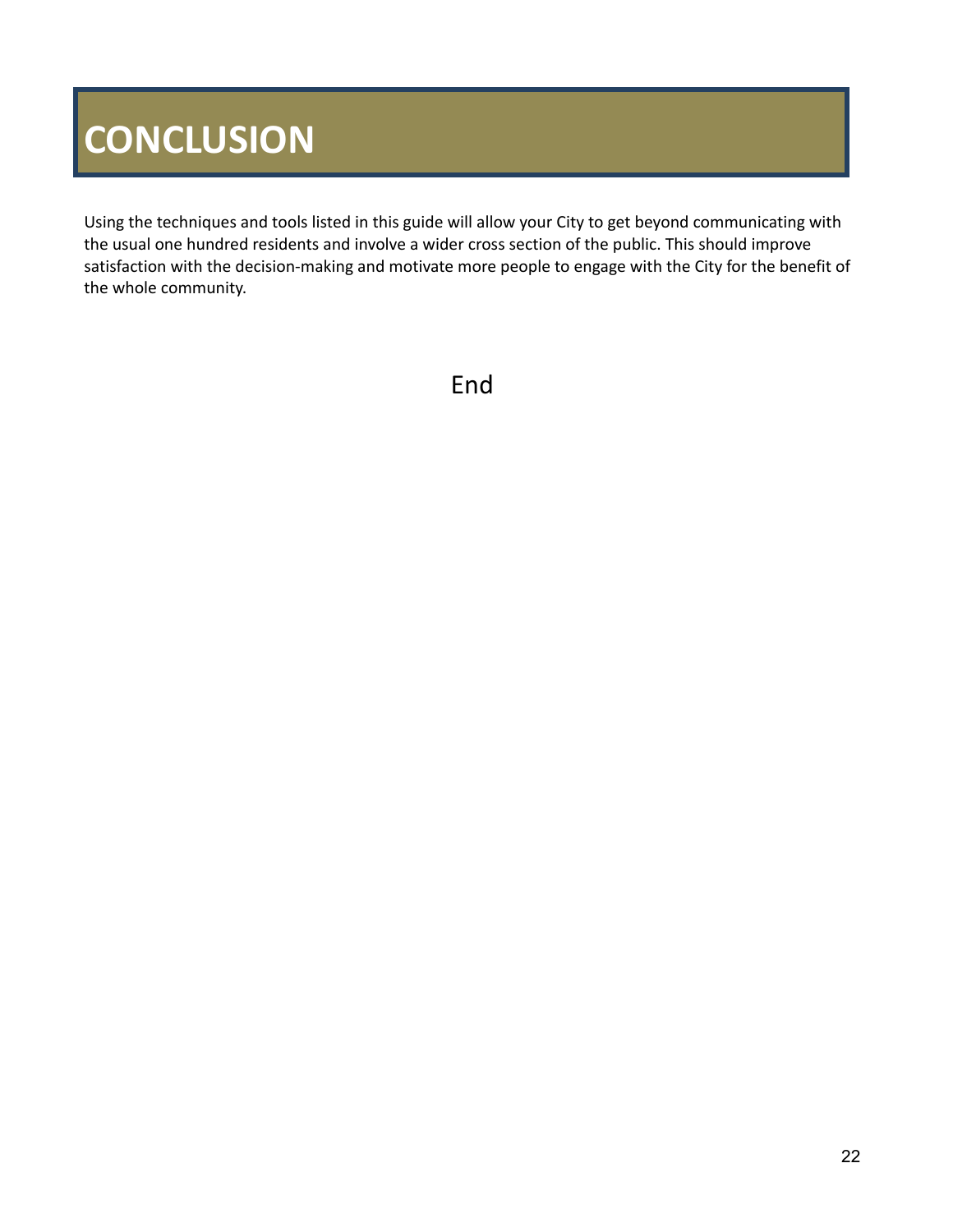# CONCLUSION

Using the techniques and tools listed in this guide will allow your City to get beyond communicating with the usual one hundred residents and involve a wider cross section of the public. This should improve satisfaction with the decision-making and motivate more people to engage with the City for the benefit of the whole community.

End